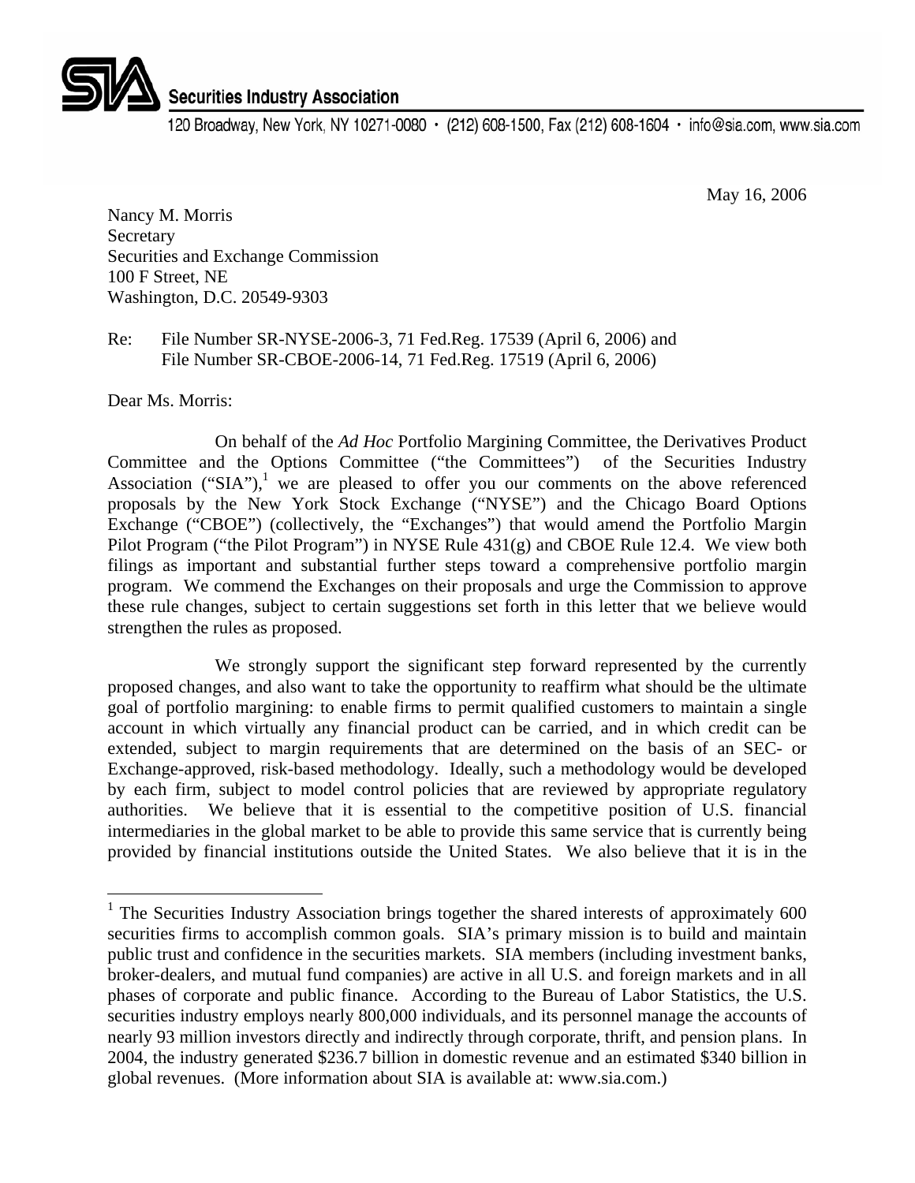**Securities Industry Association**

120 Broadway, New York, NY 10271-0080 • (212) 608-1500, Fax (212) 608-1604 • info@sia.com, www.sia.com

May 16, 2006

Nancy M. Morris
Secretary
Securities and Exchange Commission
100 F Street, NE
Washington, D.C. 20549-9303

Re: File Number SR-NYSE-2006-3, 71 Fed.Reg. 17539 (April 6, 2006) and
File Number SR-CBOE-2006-14, 71 Fed.Reg. 17519 (April 6, 2006)

Dear Ms. Morris:

On behalf of the *Ad Hoc* Portfolio Margining Committee, the Derivatives Product Committee and the Options Committee ("the Committees") of the Securities Industry Association ("SIA"),[1] we are pleased to offer you our comments on the above referenced proposals by the New York Stock Exchange ("NYSE") and the Chicago Board Options Exchange ("CBOE") (collectively, the "Exchanges") that would amend the Portfolio Margin Pilot Program ("the Pilot Program") in NYSE Rule 431(g) and CBOE Rule 12.4. We view both filings as important and substantial further steps toward a comprehensive portfolio margin program. We commend the Exchanges on their proposals and urge the Commission to approve these rule changes, subject to certain suggestions set forth in this letter that we believe would strengthen the rules as proposed.

We strongly support the significant step forward represented by the currently proposed changes, and also want to take the opportunity to reaffirm what should be the ultimate goal of portfolio margining: to enable firms to permit qualified customers to maintain a single account in which virtually any financial product can be carried, and in which credit can be extended, subject to margin requirements that are determined on the basis of an SEC- or Exchange-approved, risk-based methodology. Ideally, such a methodology would be developed by each firm, subject to model control policies that are reviewed by appropriate regulatory authorities. We believe that it is essential to the competitive position of U.S. financial intermediaries in the global market to be able to provide this same service that is currently being provided by financial institutions outside the United States. We also believe that it is in the

[1] The Securities Industry Association brings together the shared interests of approximately 600 securities firms to accomplish common goals. SIA's primary mission is to build and maintain public trust and confidence in the securities markets. SIA members (including investment banks, broker-dealers, and mutual fund companies) are active in all U.S. and foreign markets and in all phases of corporate and public finance. According to the Bureau of Labor Statistics, the U.S. securities industry employs nearly 800,000 individuals, and its personnel manage the accounts of nearly 93 million investors directly and indirectly through corporate, thrift, and pension plans. In 2004, the industry generated $236.7 billion in domestic revenue and an estimated $340 billion in global revenues. (More information about SIA is available at: www.sia.com.)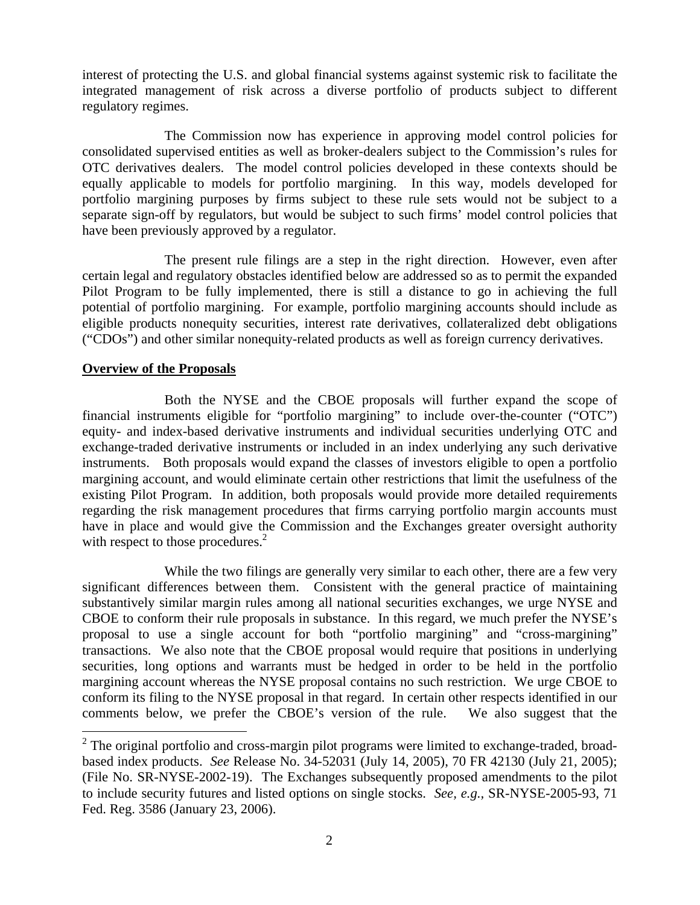interest of protecting the U.S. and global financial systems against systemic risk to facilitate the integrated management of risk across a diverse portfolio of products subject to different regulatory regimes.

The Commission now has experience in approving model control policies for consolidated supervised entities as well as broker-dealers subject to the Commission's rules for OTC derivatives dealers. The model control policies developed in these contexts should be equally applicable to models for portfolio margining. In this way, models developed for portfolio margining purposes by firms subject to these rule sets would not be subject to a separate sign-off by regulators, but would be subject to such firms' model control policies that have been previously approved by a regulator.

The present rule filings are a step in the right direction. However, even after certain legal and regulatory obstacles identified below are addressed so as to permit the expanded Pilot Program to be fully implemented, there is still a distance to go in achieving the full potential of portfolio margining. For example, portfolio margining accounts should include as eligible products nonequity securities, interest rate derivatives, collateralized debt obligations ("CDOs") and other similar nonequity-related products as well as foreign currency derivatives.

**Overview of the Proposals**

Both the NYSE and the CBOE proposals will further expand the scope of financial instruments eligible for "portfolio margining" to include over-the-counter ("OTC") equity- and index-based derivative instruments and individual securities underlying OTC and exchange-traded derivative instruments or included in an index underlying any such derivative instruments. Both proposals would expand the classes of investors eligible to open a portfolio margining account, and would eliminate certain other restrictions that limit the usefulness of the existing Pilot Program. In addition, both proposals would provide more detailed requirements regarding the risk management procedures that firms carrying portfolio margin accounts must have in place and would give the Commission and the Exchanges greater oversight authority with respect to those procedures.[2]

While the two filings are generally very similar to each other, there are a few very significant differences between them. Consistent with the general practice of maintaining substantively similar margin rules among all national securities exchanges, we urge NYSE and CBOE to conform their rule proposals in substance. In this regard, we much prefer the NYSE's proposal to use a single account for both "portfolio margining" and "cross-margining" transactions. We also note that the CBOE proposal would require that positions in underlying securities, long options and warrants must be hedged in order to be held in the portfolio margining account whereas the NYSE proposal contains no such restriction. We urge CBOE to conform its filing to the NYSE proposal in that regard. In certain other respects identified in our comments below, we prefer the CBOE's version of the rule. We also suggest that the

[2] The original portfolio and cross-margin pilot programs were limited to exchange-traded, broad-based index products. *See* Release No. 34-52031 (July 14, 2005), 70 FR 42130 (July 21, 2005); (File No. SR-NYSE-2002-19). The Exchanges subsequently proposed amendments to the pilot to include security futures and listed options on single stocks. *See, e.g.,* SR-NYSE-2005-93, 71 Fed. Reg. 3586 (January 23, 2006).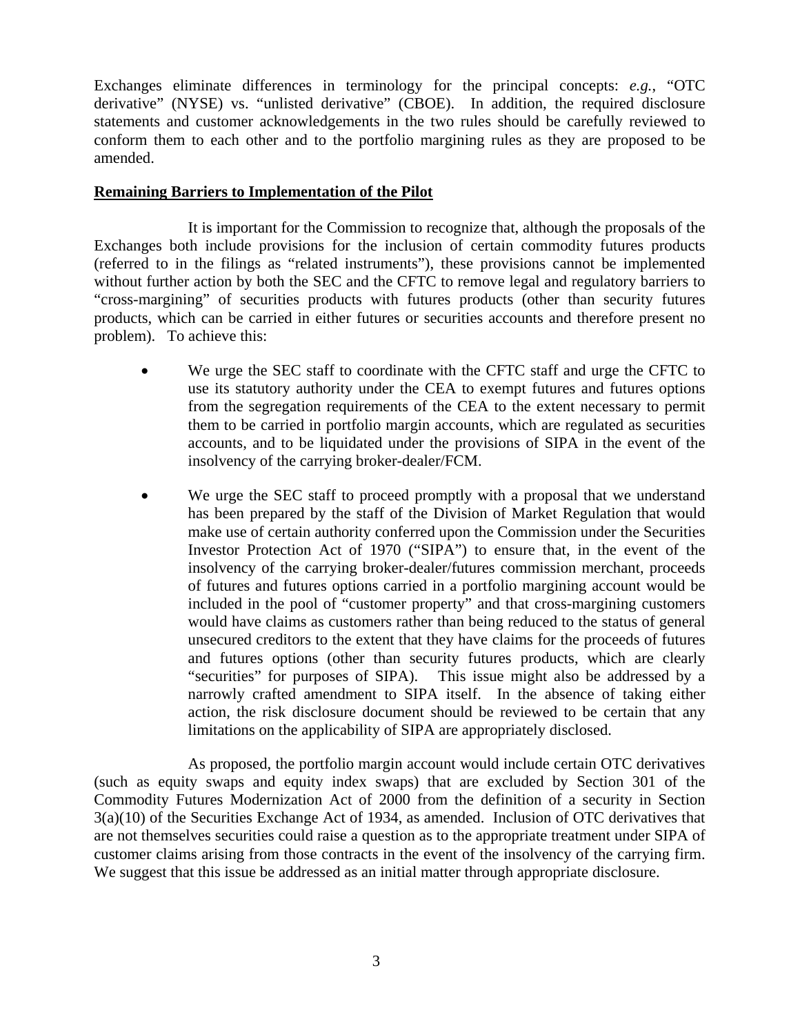Exchanges eliminate differences in terminology for the principal concepts: *e.g.*, "OTC derivative" (NYSE) vs. "unlisted derivative" (CBOE). In addition, the required disclosure statements and customer acknowledgements in the two rules should be carefully reviewed to conform them to each other and to the portfolio margining rules as they are proposed to be amended.

**Remaining Barriers to Implementation of the Pilot**

It is important for the Commission to recognize that, although the proposals of the Exchanges both include provisions for the inclusion of certain commodity futures products (referred to in the filings as "related instruments"), these provisions cannot be implemented without further action by both the SEC and the CFTC to remove legal and regulatory barriers to "cross-margining" of securities products with futures products (other than security futures products, which can be carried in either futures or securities accounts and therefore present no problem). To achieve this:

- We urge the SEC staff to coordinate with the CFTC staff and urge the CFTC to use its statutory authority under the CEA to exempt futures and futures options from the segregation requirements of the CEA to the extent necessary to permit them to be carried in portfolio margin accounts, which are regulated as securities accounts, and to be liquidated under the provisions of SIPA in the event of the insolvency of the carrying broker-dealer/FCM.

- We urge the SEC staff to proceed promptly with a proposal that we understand has been prepared by the staff of the Division of Market Regulation that would make use of certain authority conferred upon the Commission under the Securities Investor Protection Act of 1970 ("SIPA") to ensure that, in the event of the insolvency of the carrying broker-dealer/futures commission merchant, proceeds of futures and futures options carried in a portfolio margining account would be included in the pool of "customer property" and that cross-margining customers would have claims as customers rather than being reduced to the status of general unsecured creditors to the extent that they have claims for the proceeds of futures and futures options (other than security futures products, which are clearly "securities" for purposes of SIPA). This issue might also be addressed by a narrowly crafted amendment to SIPA itself. In the absence of taking either action, the risk disclosure document should be reviewed to be certain that any limitations on the applicability of SIPA are appropriately disclosed.

As proposed, the portfolio margin account would include certain OTC derivatives (such as equity swaps and equity index swaps) that are excluded by Section 301 of the Commodity Futures Modernization Act of 2000 from the definition of a security in Section 3(a)(10) of the Securities Exchange Act of 1934, as amended. Inclusion of OTC derivatives that are not themselves securities could raise a question as to the appropriate treatment under SIPA of customer claims arising from those contracts in the event of the insolvency of the carrying firm. We suggest that this issue be addressed as an initial matter through appropriate disclosure.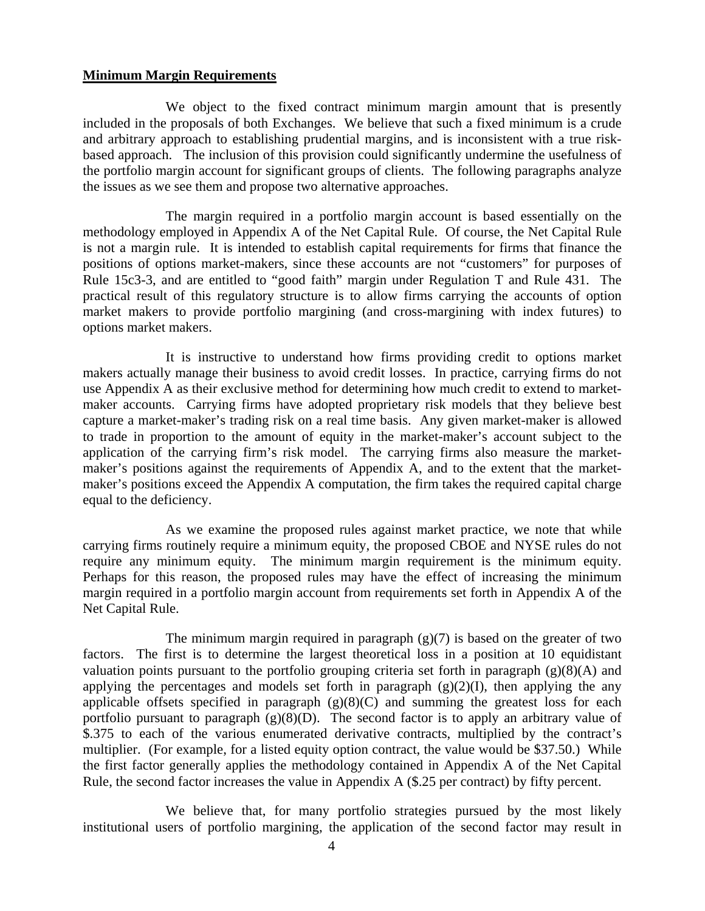**Minimum Margin Requirements**

We object to the fixed contract minimum margin amount that is presently included in the proposals of both Exchanges. We believe that such a fixed minimum is a crude and arbitrary approach to establishing prudential margins, and is inconsistent with a true risk-based approach. The inclusion of this provision could significantly undermine the usefulness of the portfolio margin account for significant groups of clients. The following paragraphs analyze the issues as we see them and propose two alternative approaches.

The margin required in a portfolio margin account is based essentially on the methodology employed in Appendix A of the Net Capital Rule. Of course, the Net Capital Rule is not a margin rule. It is intended to establish capital requirements for firms that finance the positions of options market-makers, since these accounts are not "customers" for purposes of Rule 15c3-3, and are entitled to "good faith" margin under Regulation T and Rule 431. The practical result of this regulatory structure is to allow firms carrying the accounts of option market makers to provide portfolio margining (and cross-margining with index futures) to options market makers.

It is instructive to understand how firms providing credit to options market makers actually manage their business to avoid credit losses. In practice, carrying firms do not use Appendix A as their exclusive method for determining how much credit to extend to market-maker accounts. Carrying firms have adopted proprietary risk models that they believe best capture a market-maker's trading risk on a real time basis. Any given market-maker is allowed to trade in proportion to the amount of equity in the market-maker's account subject to the application of the carrying firm's risk model. The carrying firms also measure the market-maker's positions against the requirements of Appendix A, and to the extent that the market-maker's positions exceed the Appendix A computation, the firm takes the required capital charge equal to the deficiency.

As we examine the proposed rules against market practice, we note that while carrying firms routinely require a minimum equity, the proposed CBOE and NYSE rules do not require any minimum equity. The minimum margin requirement is the minimum equity. Perhaps for this reason, the proposed rules may have the effect of increasing the minimum margin required in a portfolio margin account from requirements set forth in Appendix A of the Net Capital Rule.

The minimum margin required in paragraph (g)(7) is based on the greater of two factors. The first is to determine the largest theoretical loss in a position at 10 equidistant valuation points pursuant to the portfolio grouping criteria set forth in paragraph (g)(8)(A) and applying the percentages and models set forth in paragraph (g)(2)(I), then applying the any applicable offsets specified in paragraph (g)(8)(C) and summing the greatest loss for each portfolio pursuant to paragraph (g)(8)(D). The second factor is to apply an arbitrary value of $.375 to each of the various enumerated derivative contracts, multiplied by the contract's multiplier. (For example, for a listed equity option contract, the value would be $37.50.) While the first factor generally applies the methodology contained in Appendix A of the Net Capital Rule, the second factor increases the value in Appendix A ($.25 per contract) by fifty percent.

We believe that, for many portfolio strategies pursued by the most likely institutional users of portfolio margining, the application of the second factor may result in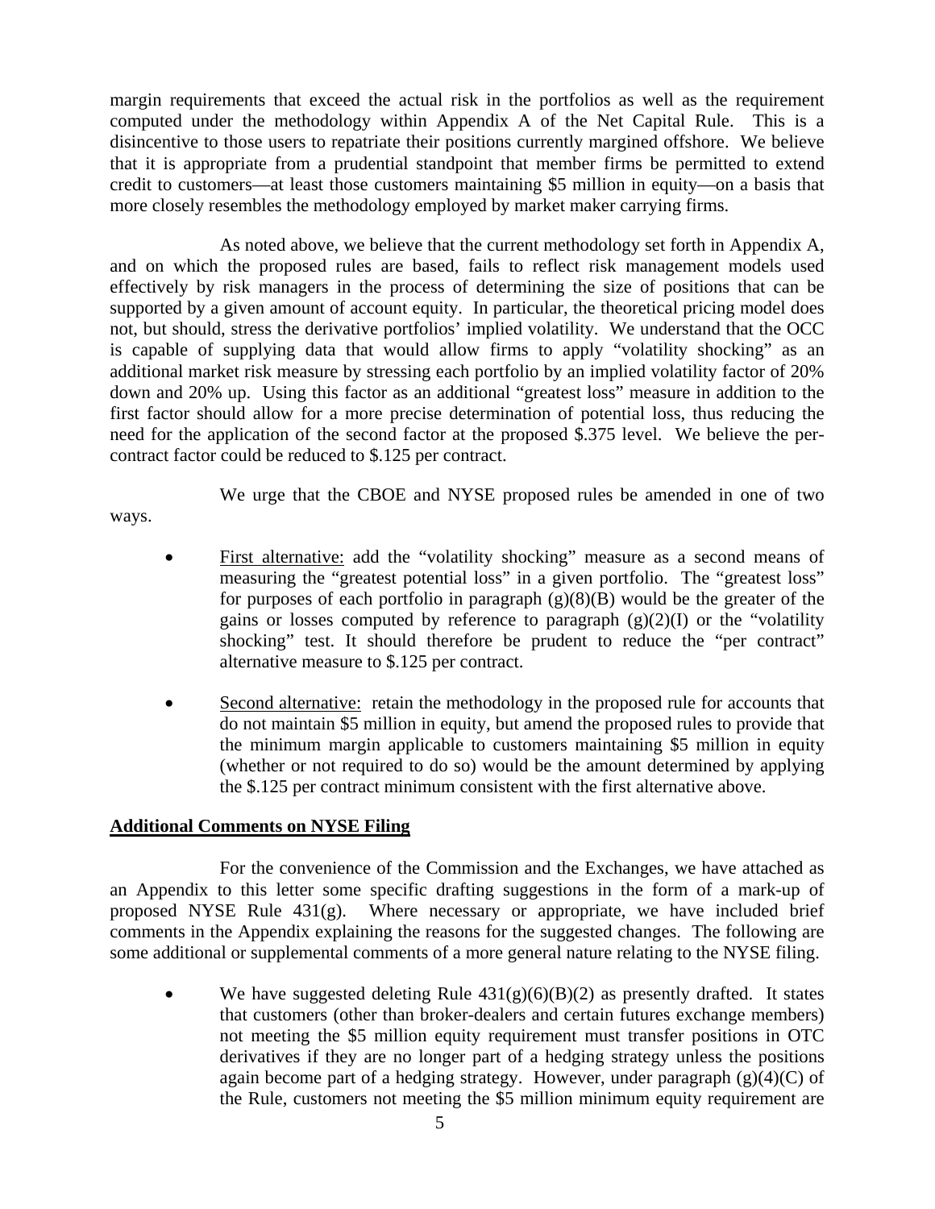margin requirements that exceed the actual risk in the portfolios as well as the requirement computed under the methodology within Appendix A of the Net Capital Rule. This is a disincentive to those users to repatriate their positions currently margined offshore. We believe that it is appropriate from a prudential standpoint that member firms be permitted to extend credit to customers—at least those customers maintaining $5 million in equity—on a basis that more closely resembles the methodology employed by market maker carrying firms.

As noted above, we believe that the current methodology set forth in Appendix A, and on which the proposed rules are based, fails to reflect risk management models used effectively by risk managers in the process of determining the size of positions that can be supported by a given amount of account equity. In particular, the theoretical pricing model does not, but should, stress the derivative portfolios' implied volatility. We understand that the OCC is capable of supplying data that would allow firms to apply "volatility shocking" as an additional market risk measure by stressing each portfolio by an implied volatility factor of 20% down and 20% up. Using this factor as an additional "greatest loss" measure in addition to the first factor should allow for a more precise determination of potential loss, thus reducing the need for the application of the second factor at the proposed $.375 level. We believe the per-contract factor could be reduced to $.125 per contract.

We urge that the CBOE and NYSE proposed rules be amended in one of two ways.

- First alternative: add the "volatility shocking" measure as a second means of measuring the "greatest potential loss" in a given portfolio. The "greatest loss" for purposes of each portfolio in paragraph (g)(8)(B) would be the greater of the gains or losses computed by reference to paragraph (g)(2)(I) or the "volatility shocking" test. It should therefore be prudent to reduce the "per contract" alternative measure to $.125 per contract.

- Second alternative: retain the methodology in the proposed rule for accounts that do not maintain $5 million in equity, but amend the proposed rules to provide that the minimum margin applicable to customers maintaining $5 million in equity (whether or not required to do so) would be the amount determined by applying the $.125 per contract minimum consistent with the first alternative above.

**Additional Comments on NYSE Filing**

For the convenience of the Commission and the Exchanges, we have attached as an Appendix to this letter some specific drafting suggestions in the form of a mark-up of proposed NYSE Rule 431(g). Where necessary or appropriate, we have included brief comments in the Appendix explaining the reasons for the suggested changes. The following are some additional or supplemental comments of a more general nature relating to the NYSE filing.

- We have suggested deleting Rule 431(g)(6)(B)(2) as presently drafted. It states that customers (other than broker-dealers and certain futures exchange members) not meeting the $5 million equity requirement must transfer positions in OTC derivatives if they are no longer part of a hedging strategy unless the positions again become part of a hedging strategy. However, under paragraph (g)(4)(C) of the Rule, customers not meeting the $5 million minimum equity requirement are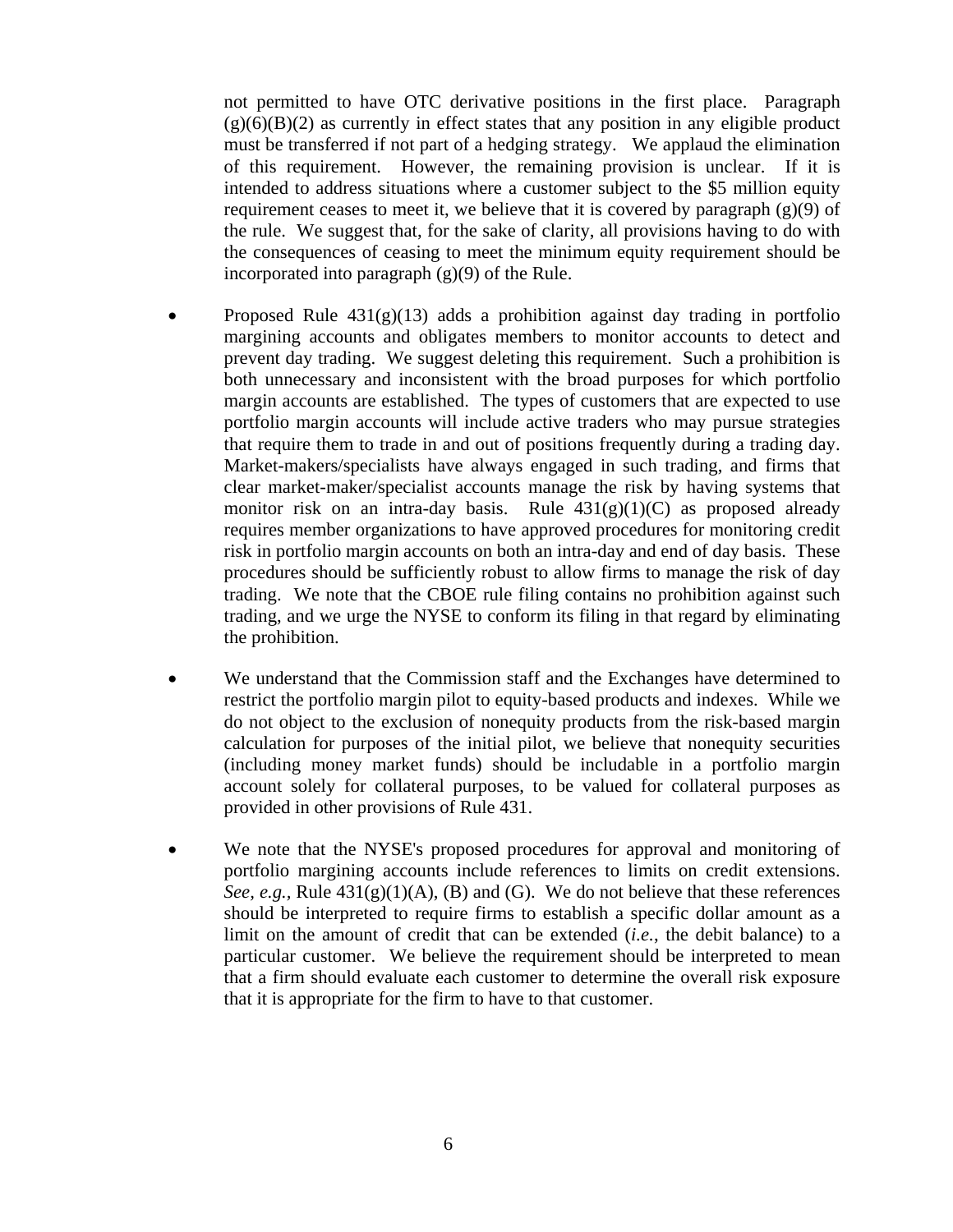not permitted to have OTC derivative positions in the first place. Paragraph (g)(6)(B)(2) as currently in effect states that any position in any eligible product must be transferred if not part of a hedging strategy. We applaud the elimination of this requirement. However, the remaining provision is unclear. If it is intended to address situations where a customer subject to the $5 million equity requirement ceases to meet it, we believe that it is covered by paragraph (g)(9) of the rule. We suggest that, for the sake of clarity, all provisions having to do with the consequences of ceasing to meet the minimum equity requirement should be incorporated into paragraph (g)(9) of the Rule.

- Proposed Rule 431(g)(13) adds a prohibition against day trading in portfolio margining accounts and obligates members to monitor accounts to detect and prevent day trading. We suggest deleting this requirement. Such a prohibition is both unnecessary and inconsistent with the broad purposes for which portfolio margin accounts are established. The types of customers that are expected to use portfolio margin accounts will include active traders who may pursue strategies that require them to trade in and out of positions frequently during a trading day. Market-makers/specialists have always engaged in such trading, and firms that clear market-maker/specialist accounts manage the risk by having systems that monitor risk on an intra-day basis. Rule 431(g)(1)(C) as proposed already requires member organizations to have approved procedures for monitoring credit risk in portfolio margin accounts on both an intra-day and end of day basis. These procedures should be sufficiently robust to allow firms to manage the risk of day trading. We note that the CBOE rule filing contains no prohibition against such trading, and we urge the NYSE to conform its filing in that regard by eliminating the prohibition.

- We understand that the Commission staff and the Exchanges have determined to restrict the portfolio margin pilot to equity-based products and indexes. While we do not object to the exclusion of nonequity products from the risk-based margin calculation for purposes of the initial pilot, we believe that nonequity securities (including money market funds) should be includable in a portfolio margin account solely for collateral purposes, to be valued for collateral purposes as provided in other provisions of Rule 431.

- We note that the NYSE's proposed procedures for approval and monitoring of portfolio margining accounts include references to limits on credit extensions. *See, e.g.,* Rule 431(g)(1)(A), (B) and (G). We do not believe that these references should be interpreted to require firms to establish a specific dollar amount as a limit on the amount of credit that can be extended (*i.e.*, the debit balance) to a particular customer. We believe the requirement should be interpreted to mean that a firm should evaluate each customer to determine the overall risk exposure that it is appropriate for the firm to have to that customer.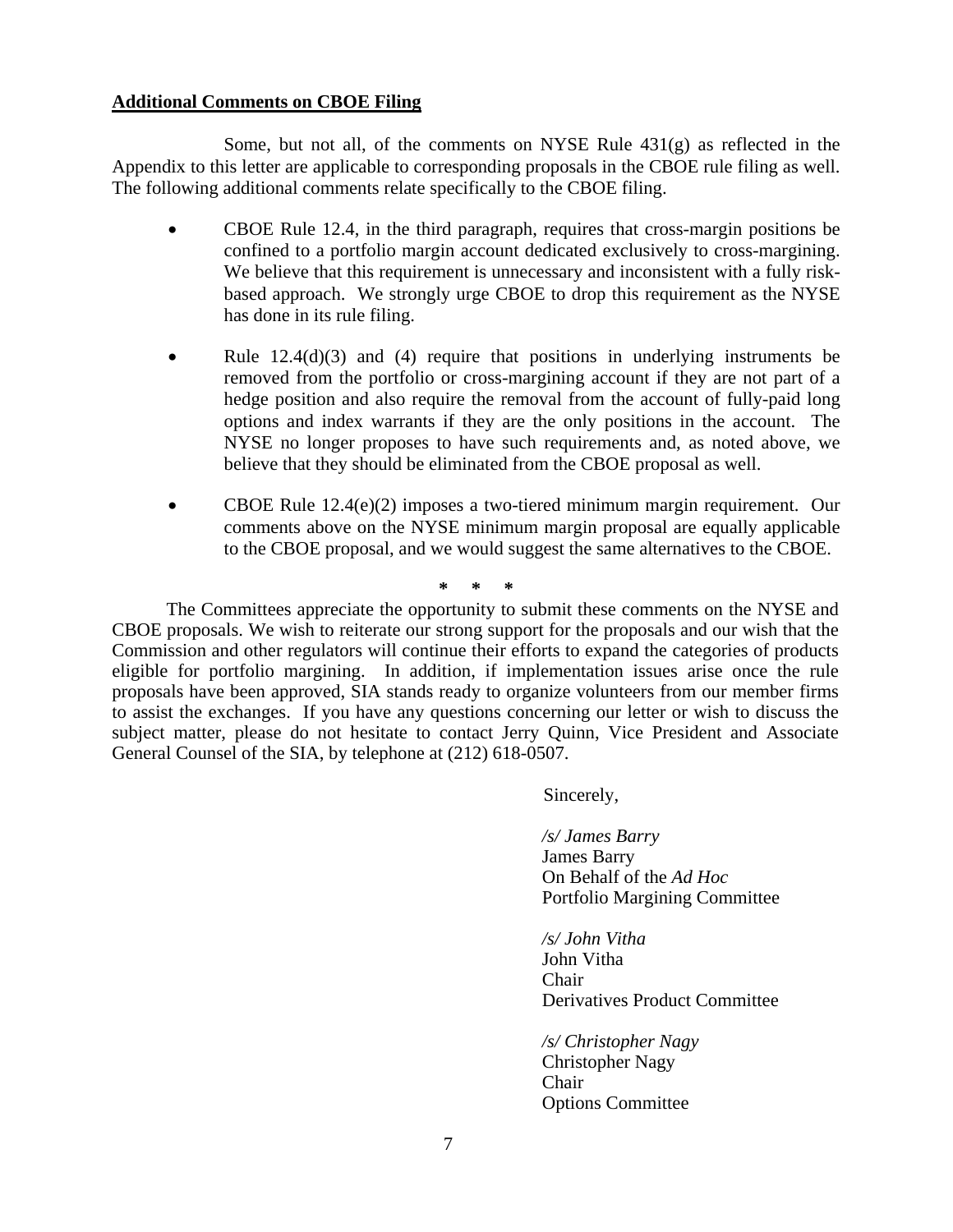**Additional Comments on CBOE Filing**

Some, but not all, of the comments on NYSE Rule 431(g) as reflected in the Appendix to this letter are applicable to corresponding proposals in the CBOE rule filing as well. The following additional comments relate specifically to the CBOE filing.

- CBOE Rule 12.4, in the third paragraph, requires that cross-margin positions be confined to a portfolio margin account dedicated exclusively to cross-margining. We believe that this requirement is unnecessary and inconsistent with a fully risk-based approach. We strongly urge CBOE to drop this requirement as the NYSE has done in its rule filing.

- Rule 12.4(d)(3) and (4) require that positions in underlying instruments be removed from the portfolio or cross-margining account if they are not part of a hedge position and also require the removal from the account of fully-paid long options and index warrants if they are the only positions in the account. The NYSE no longer proposes to have such requirements and, as noted above, we believe that they should be eliminated from the CBOE proposal as well.

- CBOE Rule 12.4(e)(2) imposes a two-tiered minimum margin requirement. Our comments above on the NYSE minimum margin proposal are equally applicable to the CBOE proposal, and we would suggest the same alternatives to the CBOE.

\* \* \*

The Committees appreciate the opportunity to submit these comments on the NYSE and CBOE proposals. We wish to reiterate our strong support for the proposals and our wish that the Commission and other regulators will continue their efforts to expand the categories of products eligible for portfolio margining. In addition, if implementation issues arise once the rule proposals have been approved, SIA stands ready to organize volunteers from our member firms to assist the exchanges. If you have any questions concerning our letter or wish to discuss the subject matter, please do not hesitate to contact Jerry Quinn, Vice President and Associate General Counsel of the SIA, by telephone at (212) 618-0507.

Sincerely,

*/s/ James Barry*
James Barry
On Behalf of the *Ad Hoc*
Portfolio Margining Committee

*/s/ John Vitha*
John Vitha
Chair
Derivatives Product Committee

*/s/ Christopher Nagy*
Christopher Nagy
Chair
Options Committee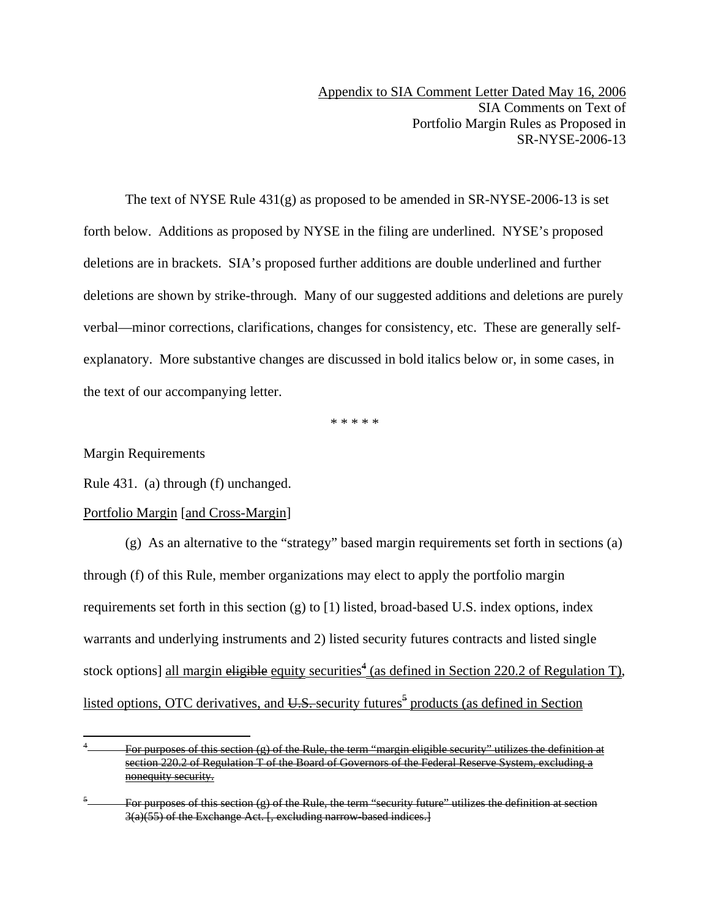Appendix to SIA Comment Letter Dated May 16, 2006
SIA Comments on Text of
Portfolio Margin Rules as Proposed in
SR-NYSE-2006-13

The text of NYSE Rule 431(g) as proposed to be amended in SR-NYSE-2006-13 is set forth below. Additions as proposed by NYSE in the filing are underlined. NYSE's proposed deletions are in brackets. SIA's proposed further additions are double underlined and further deletions are shown by strike-through. Many of our suggested additions and deletions are purely verbal—minor corrections, clarifications, changes for consistency, etc. These are generally self-explanatory. More substantive changes are discussed in bold italics below or, in some cases, in the text of our accompanying letter.

\* \* \* \* \*

Margin Requirements

Rule 431. (a) through (f) unchanged.

<u>Portfolio Margin</u> [<u>and Cross-Margin</u>]

(g) As an alternative to the "strategy" based margin requirements set forth in sections (a) through (f) of this Rule, member organizations may elect to apply the portfolio margin requirements set forth in this section (g) to [1) listed, broad-based U.S. index options, index warrants and underlying instruments and 2) listed security futures contracts and listed single stock options] <u>all margin ~~eligible~~ equity securities[4] (as defined in Section 220.2 of Regulation T), listed options, OTC derivatives, and ~~U.S.~~ security futures[5] products (as defined in Section</u>

[4] ~~For purposes of this section (g) of the Rule, the term "margin eligible security" utilizes the definition at section 220.2 of Regulation T of the Board of Governors of the Federal Reserve System, excluding a nonequity security.~~

[5] ~~For purposes of this section (g) of the Rule, the term "security future" utilizes the definition at section 3(a)(55) of the Exchange Act. [, excluding narrow-based indices.]~~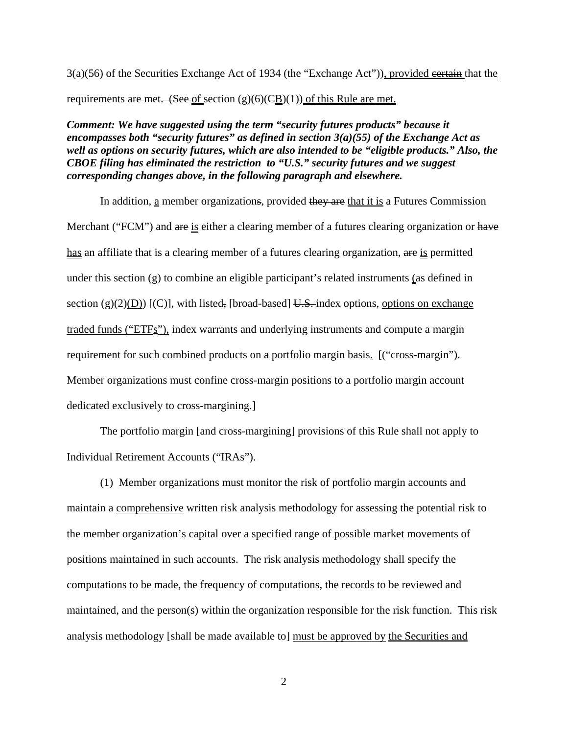3(a)(56) of the Securities Exchange Act of 1934 (the "Exchange Act")), provided certain that the requirements are met. (See of section (g)(6)(CB)(1)) of this Rule are met.

***Comment: We have suggested using the term "security futures products" because it encompasses both "security futures" as defined in section 3(a)(55) of the Exchange Act as well as options on security futures, which are also intended to be "eligible products." Also, the CBOE filing has eliminated the restriction to "U.S." security futures and we suggest corresponding changes above, in the following paragraph and elsewhere.***

In addition, a member organizations, provided they are that it is a Futures Commission Merchant ("FCM") and are is either a clearing member of a futures clearing organization or have has an affiliate that is a clearing member of a futures clearing organization, are is permitted under this section (g) to combine an eligible participant's related instruments (as defined in section (g)(2)(D)) [(C)], with listed, [broad-based] U.S. index options, options on exchange traded funds ("ETFs"), index warrants and underlying instruments and compute a margin requirement for such combined products on a portfolio margin basis. [("cross-margin"). Member organizations must confine cross-margin positions to a portfolio margin account dedicated exclusively to cross-margining.]

The portfolio margin [and cross-margining] provisions of this Rule shall not apply to Individual Retirement Accounts ("IRAs").

(1) Member organizations must monitor the risk of portfolio margin accounts and maintain a comprehensive written risk analysis methodology for assessing the potential risk to the member organization's capital over a specified range of possible market movements of positions maintained in such accounts. The risk analysis methodology shall specify the computations to be made, the frequency of computations, the records to be reviewed and maintained, and the person(s) within the organization responsible for the risk function. This risk analysis methodology [shall be made available to] must be approved by the Securities and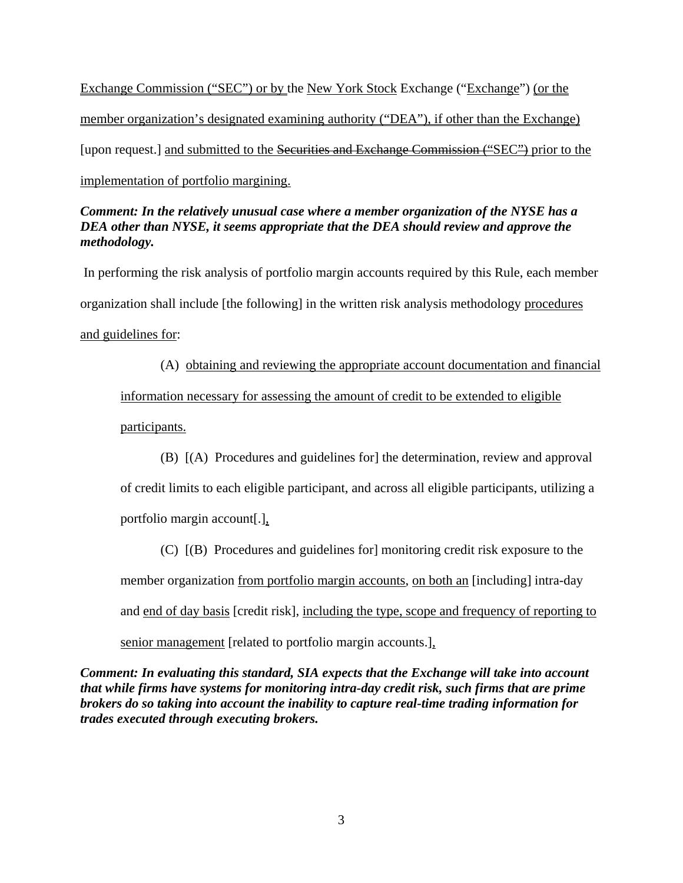Exchange Commission ("SEC") or by the New York Stock Exchange ("Exchange") (or the member organization's designated examining authority ("DEA"), if other than the Exchange) [upon request.] and submitted to the ~~Securities and Exchange Commission ("SEC")~~ prior to the implementation of portfolio margining.

***Comment: In the relatively unusual case where a member organization of the NYSE has a DEA other than NYSE, it seems appropriate that the DEA should review and approve the methodology.***

In performing the risk analysis of portfolio margin accounts required by this Rule, each member organization shall include [the following] in the written risk analysis methodology procedures and guidelines for:

(A) obtaining and reviewing the appropriate account documentation and financial information necessary for assessing the amount of credit to be extended to eligible participants.

(B) [(A) Procedures and guidelines for] the determination, review and approval of credit limits to each eligible participant, and across all eligible participants, utilizing a portfolio margin account[.],

(C) [(B) Procedures and guidelines for] monitoring credit risk exposure to the member organization from portfolio margin accounts, on both an [including] intra-day and end of day basis [credit risk], including the type, scope and frequency of reporting to senior management [related to portfolio margin accounts.],

***Comment: In evaluating this standard, SIA expects that the Exchange will take into account that while firms have systems for monitoring intra-day credit risk, such firms that are prime brokers do so taking into account the inability to capture real-time trading information for trades executed through executing brokers.***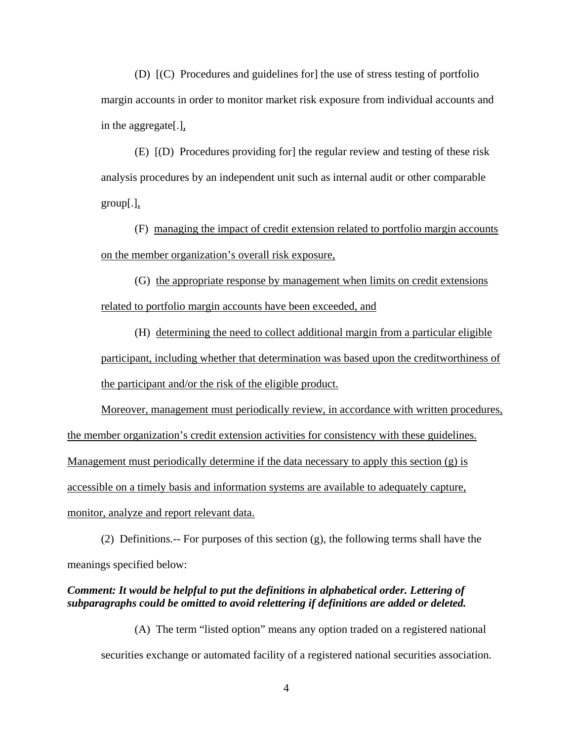(D) [(C) Procedures and guidelines for] the use of stress testing of portfolio margin accounts in order to monitor market risk exposure from individual accounts and in the aggregate[.],

(E) [(D) Procedures providing for] the regular review and testing of these risk analysis procedures by an independent unit such as internal audit or other comparable group[.],

(F) managing the impact of credit extension related to portfolio margin accounts on the member organization's overall risk exposure,

(G) the appropriate response by management when limits on credit extensions related to portfolio margin accounts have been exceeded, and

(H) determining the need to collect additional margin from a particular eligible participant, including whether that determination was based upon the creditworthiness of the participant and/or the risk of the eligible product.

Moreover, management must periodically review, in accordance with written procedures, the member organization's credit extension activities for consistency with these guidelines. Management must periodically determine if the data necessary to apply this section (g) is accessible on a timely basis and information systems are available to adequately capture, monitor, analyze and report relevant data.

(2) Definitions.-- For purposes of this section (g), the following terms shall have the meanings specified below:

***Comment: It would be helpful to put the definitions in alphabetical order. Lettering of subparagraphs could be omitted to avoid relettering if definitions are added or deleted.***

(A) The term "listed option" means any option traded on a registered national securities exchange or automated facility of a registered national securities association.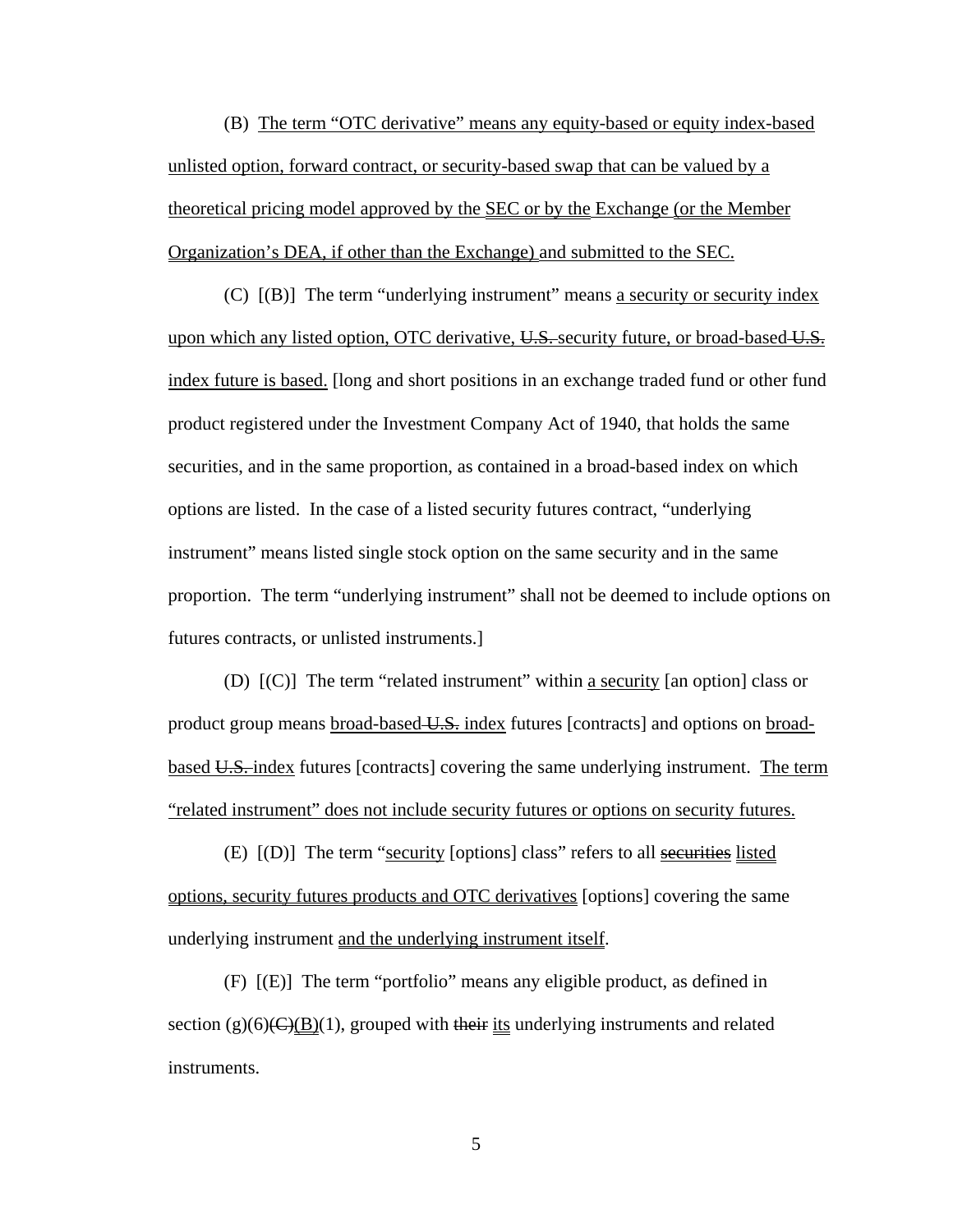(B) The term “OTC derivative” means any equity-based or equity index-based unlisted option, forward contract, or security-based swap that can be valued by a theoretical pricing model approved by the SEC or by the Exchange (or the Member Organization’s DEA, if other than the Exchange) and submitted to the SEC.

(C) [(B)] The term “underlying instrument” means a security or security index upon which any listed option, OTC derivative, ~~U.S.~~ security future, or broad-based ~~U.S.~~ index future is based. [long and short positions in an exchange traded fund or other fund product registered under the Investment Company Act of 1940, that holds the same securities, and in the same proportion, as contained in a broad-based index on which options are listed. In the case of a listed security futures contract, “underlying instrument” means listed single stock option on the same security and in the same proportion. The term “underlying instrument” shall not be deemed to include options on futures contracts, or unlisted instruments.]

(D) [(C)] The term “related instrument” within a security [an option] class or product group means broad-based ~~U.S.~~ index futures [contracts] and options on broad-based ~~U.S.~~ index futures [contracts] covering the same underlying instrument. The term “related instrument” does not include security futures or options on security futures.

(E) [(D)] The term “security [options] class” refers to all ~~securities~~ listed options, security futures products and OTC derivatives [options] covering the same underlying instrument and the underlying instrument itself.

(F) [(E)] The term “portfolio” means any eligible product, as defined in section (g)(6)~~(C)~~(B)(1), grouped with ~~their~~ its underlying instruments and related instruments.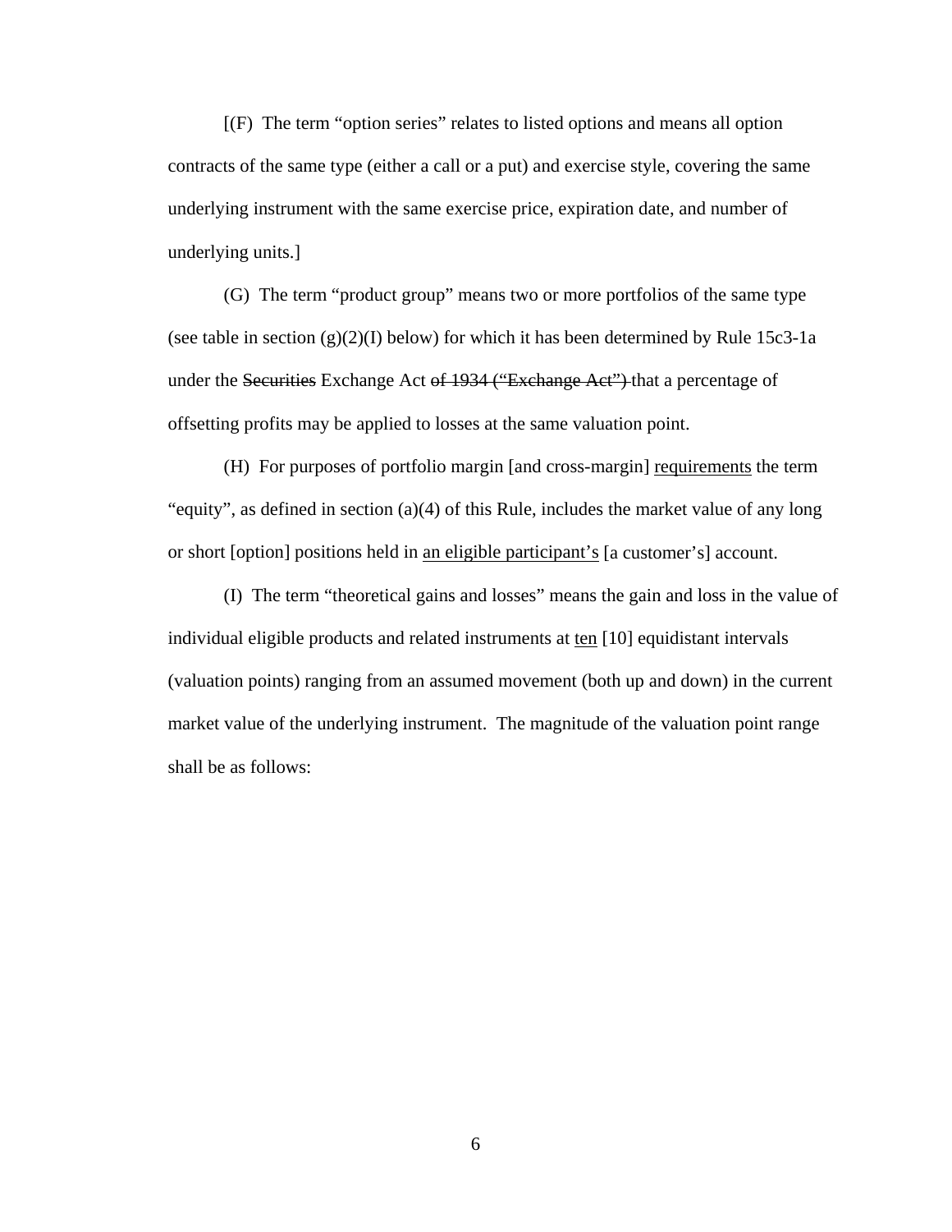[(F) The term "option series" relates to listed options and means all option contracts of the same type (either a call or a put) and exercise style, covering the same underlying instrument with the same exercise price, expiration date, and number of underlying units.]

(G) The term "product group" means two or more portfolios of the same type (see table in section (g)(2)(I) below) for which it has been determined by Rule 15c3-1a under the ~~Securities~~ Exchange Act ~~of 1934 ("Exchange Act")~~ that a percentage of offsetting profits may be applied to losses at the same valuation point.

(H) For purposes of portfolio margin [and cross-margin] <u>requirements</u> the term "equity", as defined in section (a)(4) of this Rule, includes the market value of any long or short [option] positions held in <u>an eligible participant's</u> [a customer's] account.

(I) The term "theoretical gains and losses" means the gain and loss in the value of individual eligible products and related instruments at <u>ten</u> [10] equidistant intervals (valuation points) ranging from an assumed movement (both up and down) in the current market value of the underlying instrument. The magnitude of the valuation point range shall be as follows: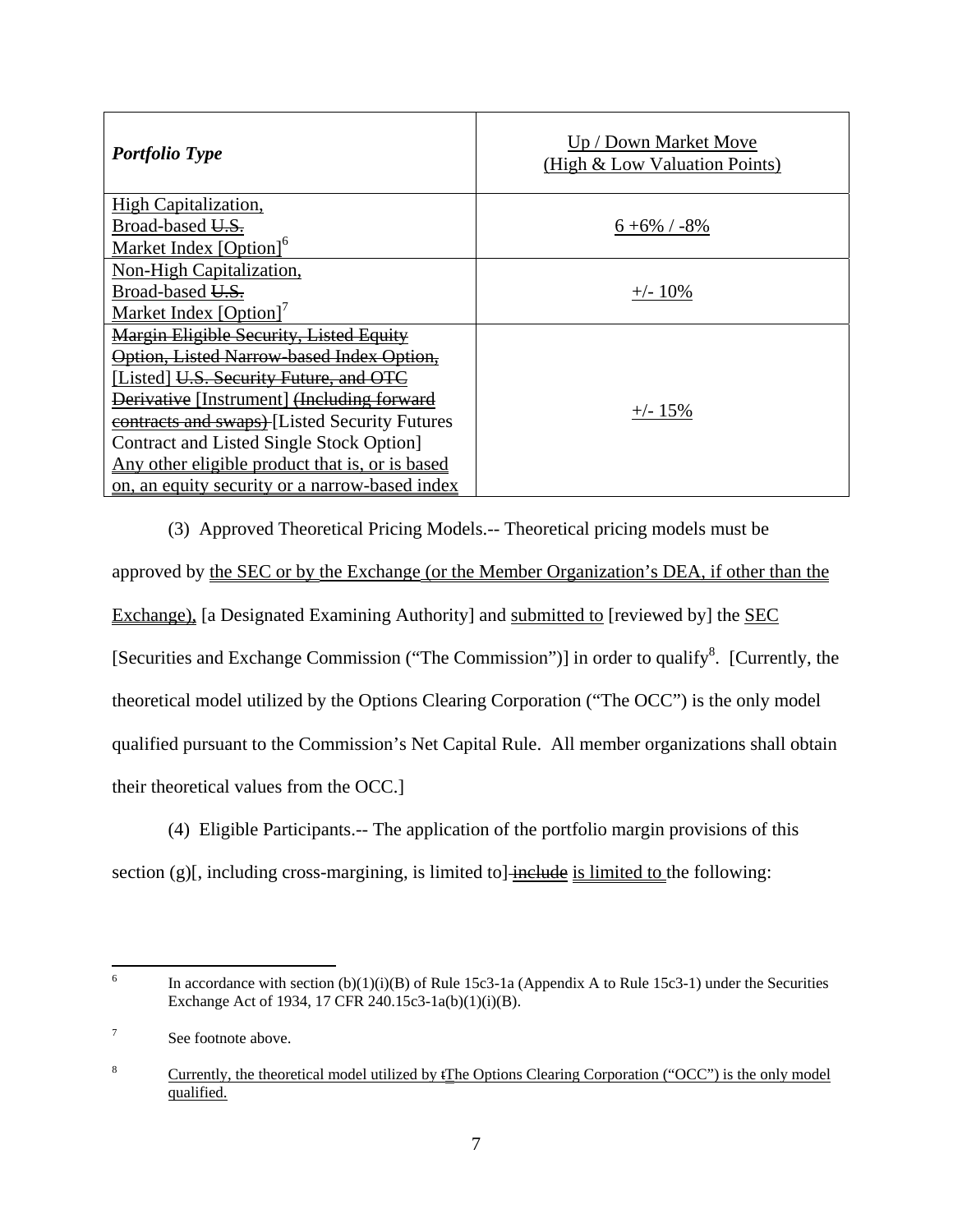| *Portfolio Type* | Up / Down Market Move (High & Low Valuation Points) |
|---|---|
| High Capitalization, Broad-based ~~U.S.~~ Market Index [Option][6] | 6 +6% / -8% |
| Non-High Capitalization, Broad-based ~~U.S.~~ Market Index [Option][7] | +/- 10% |
| ~~Margin Eligible Security, Listed Equity Option, Listed Narrow-based Index Option,~~ [Listed] ~~U.S. Security Future, and OTC Derivative~~ [Instrument] ~~(Including forward contracts and swaps)~~ [Listed Security Futures Contract and Listed Single Stock Option] Any other eligible product that is, or is based on, an equity security or a narrow-based index | +/- 15% |

(3) Approved Theoretical Pricing Models.-- Theoretical pricing models must be approved by the SEC or by the Exchange (or the Member Organization's DEA, if other than the Exchange), [a Designated Examining Authority] and submitted to [reviewed by] the SEC [Securities and Exchange Commission ("The Commission")] in order to qualify[8]. [Currently, the theoretical model utilized by the Options Clearing Corporation ("The OCC") is the only model qualified pursuant to the Commission's Net Capital Rule. All member organizations shall obtain their theoretical values from the OCC.]

(4) Eligible Participants.-- The application of the portfolio margin provisions of this section (g)[, including cross-margining, is limited to] ~~include~~ is limited to the following:

---

[6] In accordance with section (b)(1)(i)(B) of Rule 15c3-1a (Appendix A to Rule 15c3-1) under the Securities Exchange Act of 1934, 17 CFR 240.15c3-1a(b)(1)(i)(B).

[7] See footnote above.

[8] Currently, the theoretical model utilized by ~~t~~The Options Clearing Corporation ("OCC") is the only model qualified.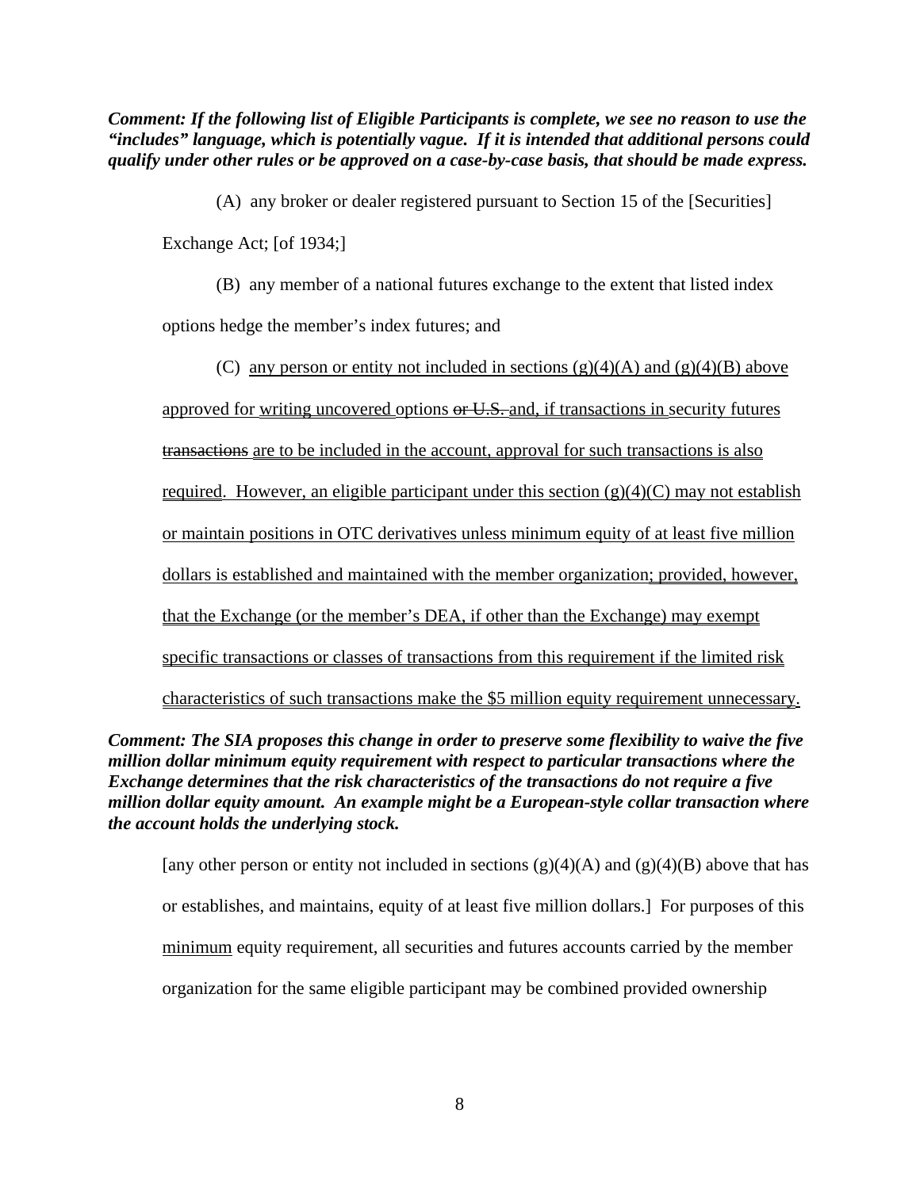***Comment: If the following list of Eligible Participants is complete, we see no reason to use the "includes" language, which is potentially vague. If it is intended that additional persons could qualify under other rules or be approved on a case-by-case basis, that should be made express.***

(A) any broker or dealer registered pursuant to Section 15 of the [Securities] Exchange Act; [of 1934;]

(B) any member of a national futures exchange to the extent that listed index options hedge the member's index futures; and

(C) any person or entity not included in sections (g)(4)(A) and (g)(4)(B) above approved for writing uncovered options ~~or U.S.~~ and, if transactions in security futures ~~transactions~~ are to be included in the account, approval for such transactions is also required. However, an eligible participant under this section (g)(4)(C) may not establish or maintain positions in OTC derivatives unless minimum equity of at least five million dollars is established and maintained with the member organization; provided, however, that the Exchange (or the member's DEA, if other than the Exchange) may exempt specific transactions or classes of transactions from this requirement if the limited risk characteristics of such transactions make the $5 million equity requirement unnecessary.

***Comment: The SIA proposes this change in order to preserve some flexibility to waive the five million dollar minimum equity requirement with respect to particular transactions where the Exchange determines that the risk characteristics of the transactions do not require a five million dollar equity amount. An example might be a European-style collar transaction where the account holds the underlying stock.***

[any other person or entity not included in sections (g)(4)(A) and (g)(4)(B) above that has or establishes, and maintains, equity of at least five million dollars.] For purposes of this minimum equity requirement, all securities and futures accounts carried by the member organization for the same eligible participant may be combined provided ownership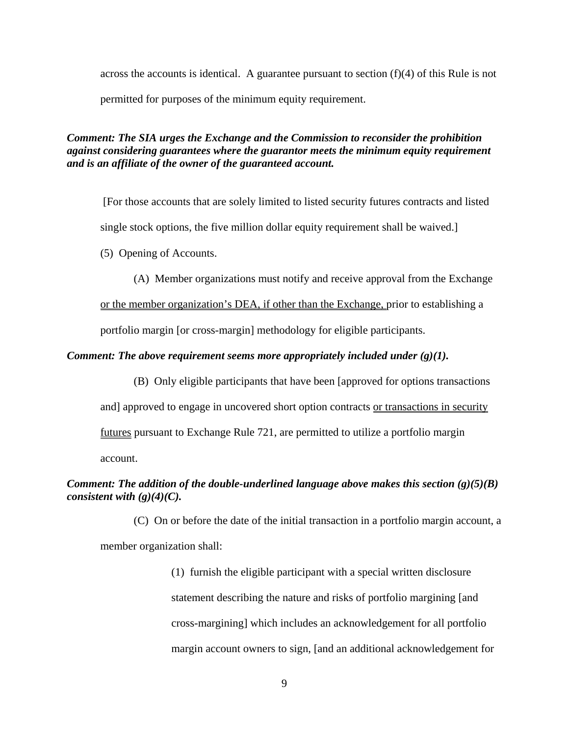across the accounts is identical. A guarantee pursuant to section (f)(4) of this Rule is not permitted for purposes of the minimum equity requirement.

***Comment: The SIA urges the Exchange and the Commission to reconsider the prohibition against considering guarantees where the guarantor meets the minimum equity requirement and is an affiliate of the owner of the guaranteed account.***

[For those accounts that are solely limited to listed security futures contracts and listed single stock options, the five million dollar equity requirement shall be waived.]

(5) Opening of Accounts.

(A) Member organizations must notify and receive approval from the Exchange <u>or the member organization's DEA, if other than the Exchange, </u>prior to establishing a portfolio margin [or cross-margin] methodology for eligible participants.

***Comment: The above requirement seems more appropriately included under (g)(1).***

(B) Only eligible participants that have been [approved for options transactions and] approved to engage in uncovered short option contracts <u>or transactions in security futures</u> pursuant to Exchange Rule 721, are permitted to utilize a portfolio margin account.

***Comment: The addition of the double-underlined language above makes this section (g)(5)(B) consistent with (g)(4)(C).***

(C) On or before the date of the initial transaction in a portfolio margin account, a member organization shall:

(1) furnish the eligible participant with a special written disclosure statement describing the nature and risks of portfolio margining [and cross-margining] which includes an acknowledgement for all portfolio margin account owners to sign, [and an additional acknowledgement for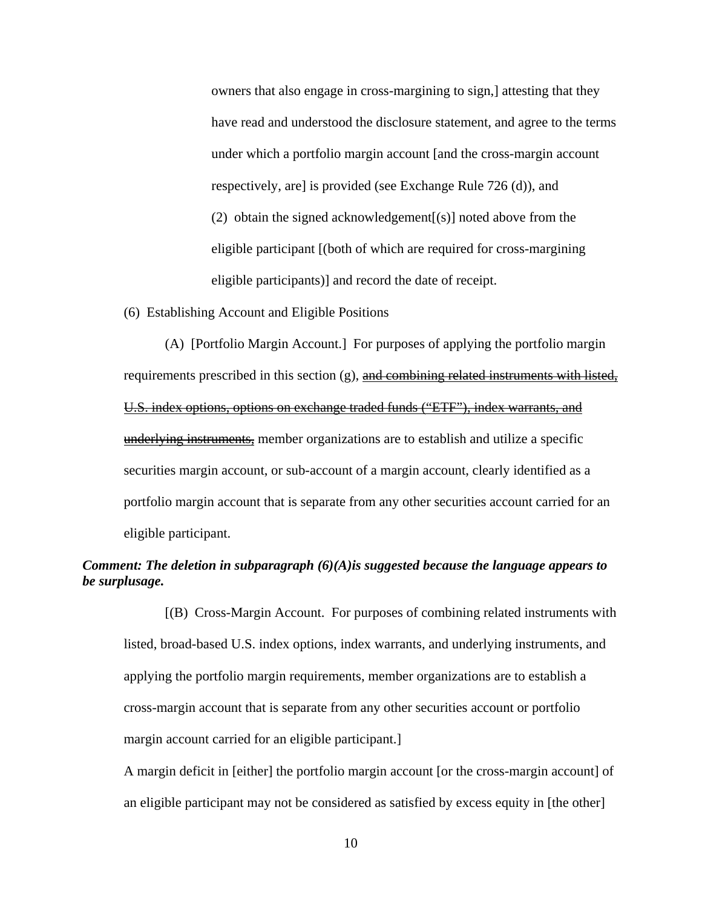owners that also engage in cross-margining to sign,] attesting that they have read and understood the disclosure statement, and agree to the terms under which a portfolio margin account [and the cross-margin account respectively, are] is provided (see Exchange Rule 726 (d)), and

(2) obtain the signed acknowledgement[(s)] noted above from the eligible participant [(both of which are required for cross-margining eligible participants)] and record the date of receipt.

(6) Establishing Account and Eligible Positions

(A) [Portfolio Margin Account.] For purposes of applying the portfolio margin requirements prescribed in this section (g), ~~and combining related instruments with listed, U.S. index options, options on exchange traded funds ("ETF"), index warrants, and underlying instruments,~~ member organizations are to establish and utilize a specific securities margin account, or sub-account of a margin account, clearly identified as a portfolio margin account that is separate from any other securities account carried for an eligible participant.

***Comment: The deletion in subparagraph (6)(A)is suggested because the language appears to be surplusage.***

[(B) Cross-Margin Account. For purposes of combining related instruments with listed, broad-based U.S. index options, index warrants, and underlying instruments, and applying the portfolio margin requirements, member organizations are to establish a cross-margin account that is separate from any other securities account or portfolio margin account carried for an eligible participant.]

A margin deficit in [either] the portfolio margin account [or the cross-margin account] of an eligible participant may not be considered as satisfied by excess equity in [the other]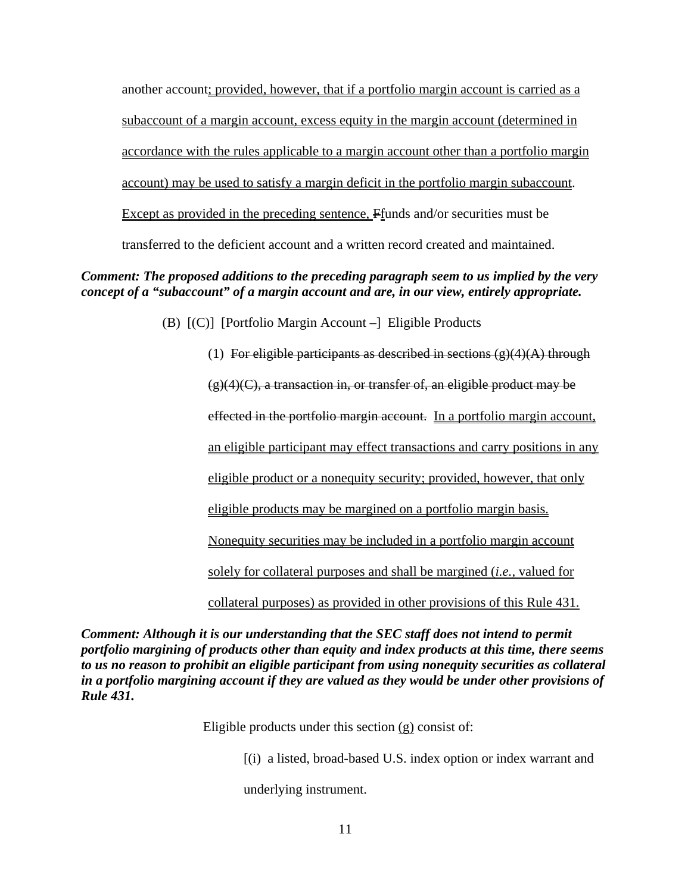another account; provided, however, that if a portfolio margin account is carried as a subaccount of a margin account, excess equity in the margin account (determined in accordance with the rules applicable to a margin account other than a portfolio margin account) may be used to satisfy a margin deficit in the portfolio margin subaccount. Except as provided in the preceding sentence, ~~F~~funds and/or securities must be transferred to the deficient account and a written record created and maintained.

***Comment: The proposed additions to the preceding paragraph seem to us implied by the very concept of a "subaccount" of a margin account and are, in our view, entirely appropriate.***

(B) [(C)] [Portfolio Margin Account –] Eligible Products

(1) ~~For eligible participants as described in sections (g)(4)(A) through (g)(4)(C), a transaction in, or transfer of, an eligible product may be effected in the portfolio margin account.~~ In a portfolio margin account, an eligible participant may effect transactions and carry positions in any eligible product or a nonequity security; provided, however, that only eligible products may be margined on a portfolio margin basis. Nonequity securities may be included in a portfolio margin account solely for collateral purposes and shall be margined (*i.e.*, valued for collateral purposes) as provided in other provisions of this Rule 431.

***Comment: Although it is our understanding that the SEC staff does not intend to permit portfolio margining of products other than equity and index products at this time, there seems to us no reason to prohibit an eligible participant from using nonequity securities as collateral in a portfolio margining account if they are valued as they would be under other provisions of Rule 431.***

Eligible products under this section (g) consist of:

[(i) a listed, broad-based U.S. index option or index warrant and underlying instrument.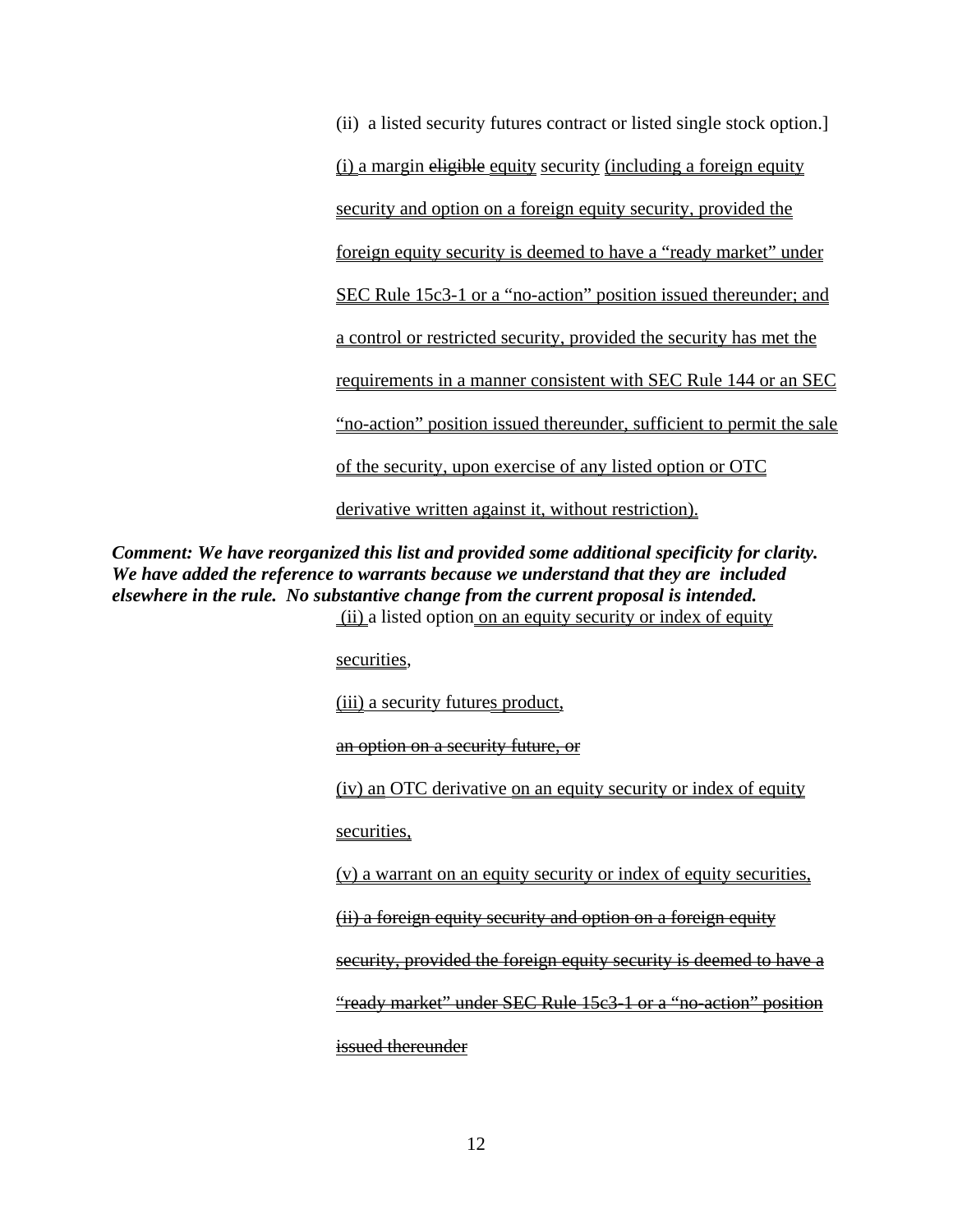(ii) a listed security futures contract or listed single stock option.]

(i) a margin ~~eligible~~ equity security (including a foreign equity security and option on a foreign equity security, provided the foreign equity security is deemed to have a "ready market" under SEC Rule 15c3-1 or a "no-action" position issued thereunder; and a control or restricted security, provided the security has met the requirements in a manner consistent with SEC Rule 144 or an SEC "no-action" position issued thereunder, sufficient to permit the sale of the security, upon exercise of any listed option or OTC derivative written against it, without restriction).

***Comment: We have reorganized this list and provided some additional specificity for clarity. We have added the reference to warrants because we understand that they are included elsewhere in the rule. No substantive change from the current proposal is intended.***

(ii) a listed option on an equity security or index of equity securities,

(iii) a security futures product,

~~an option on a security future, or~~

(iv) an OTC derivative on an equity security or index of equity securities,

(v) a warrant on an equity security or index of equity securities,

~~(ii) a foreign equity security and option on a foreign equity security, provided the foreign equity security is deemed to have a "ready market" under SEC Rule 15c3-1 or a "no-action" position issued thereunder~~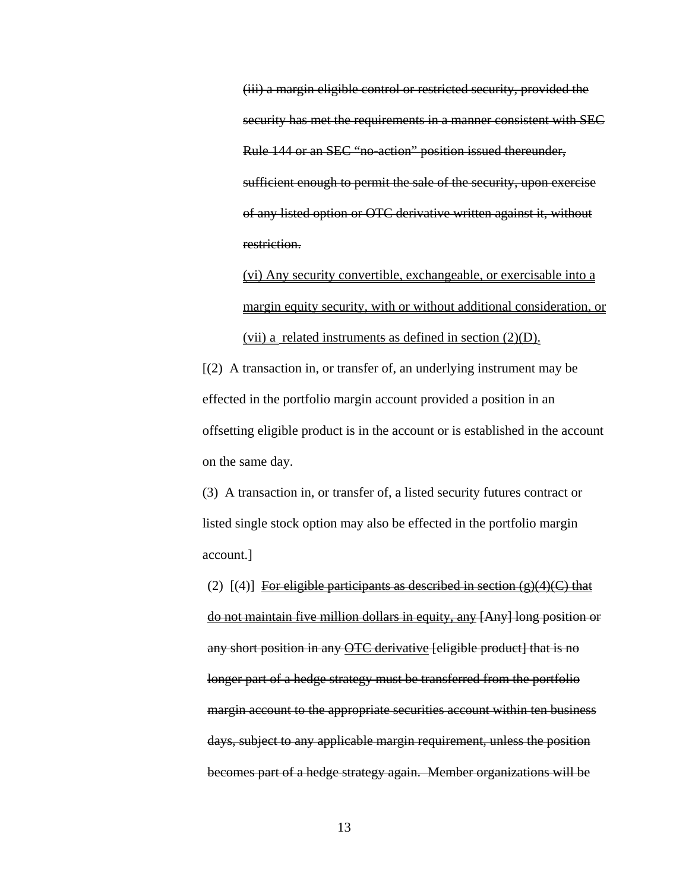~~(iii) a margin eligible control or restricted security, provided the security has met the requirements in a manner consistent with SEC Rule 144 or an SEC "no-action" position issued thereunder, sufficient enough to permit the sale of the security, upon exercise of any listed option or OTC derivative written against it, without restriction.~~

<u>(vi) Any security convertible, exchangeable, or exercisable into a margin equity security, with or without additional consideration, or</u>

<u>(vii) a</u> related instrument~~s~~ as defined in section (2)(D)<u>.</u>

[(2) A transaction in, or transfer of, an underlying instrument may be effected in the portfolio margin account provided a position in an offsetting eligible product is in the account or is established in the account on the same day.

(3) A transaction in, or transfer of, a listed security futures contract or listed single stock option may also be effected in the portfolio margin account.]

(2) [(4)] ~~For eligible participants as described in section (g)(4)(C) that do not maintain five million dollars in equity, any~~ [Any] ~~long position or any short position in any~~ ~~<u>OTC derivative</u>~~ [eligible product] ~~that is no longer part of a hedge strategy must be transferred from the portfolio margin account to the appropriate securities account within ten business days, subject to any applicable margin requirement, unless the position becomes part of a hedge strategy again. Member organizations will be~~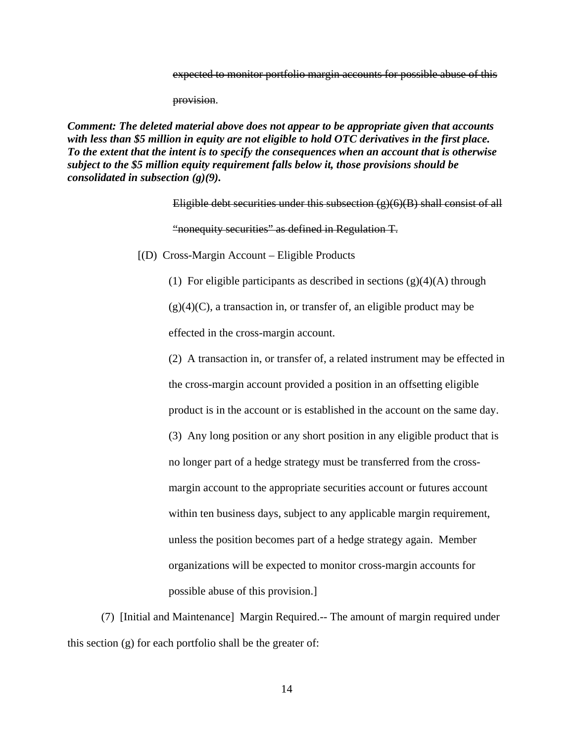~~expected to monitor portfolio margin accounts for possible abuse of this provision~~.

***Comment: The deleted material above does not appear to be appropriate given that accounts with less than $5 million in equity are not eligible to hold OTC derivatives in the first place. To the extent that the intent is to specify the consequences when an account that is otherwise subject to the $5 million equity requirement falls below it, those provisions should be consolidated in subsection (g)(9).***

~~Eligible debt securities under this subsection (g)(6)(B) shall consist of all "nonequity securities" as defined in Regulation T.~~

[(D) Cross-Margin Account – Eligible Products

(1) For eligible participants as described in sections (g)(4)(A) through (g)(4)(C), a transaction in, or transfer of, an eligible product may be effected in the cross-margin account.

(2) A transaction in, or transfer of, a related instrument may be effected in the cross-margin account provided a position in an offsetting eligible product is in the account or is established in the account on the same day.

(3) Any long position or any short position in any eligible product that is no longer part of a hedge strategy must be transferred from the cross-margin account to the appropriate securities account or futures account within ten business days, subject to any applicable margin requirement, unless the position becomes part of a hedge strategy again. Member organizations will be expected to monitor cross-margin accounts for possible abuse of this provision.]

(7) [Initial and Maintenance] Margin Required.-- The amount of margin required under this section (g) for each portfolio shall be the greater of: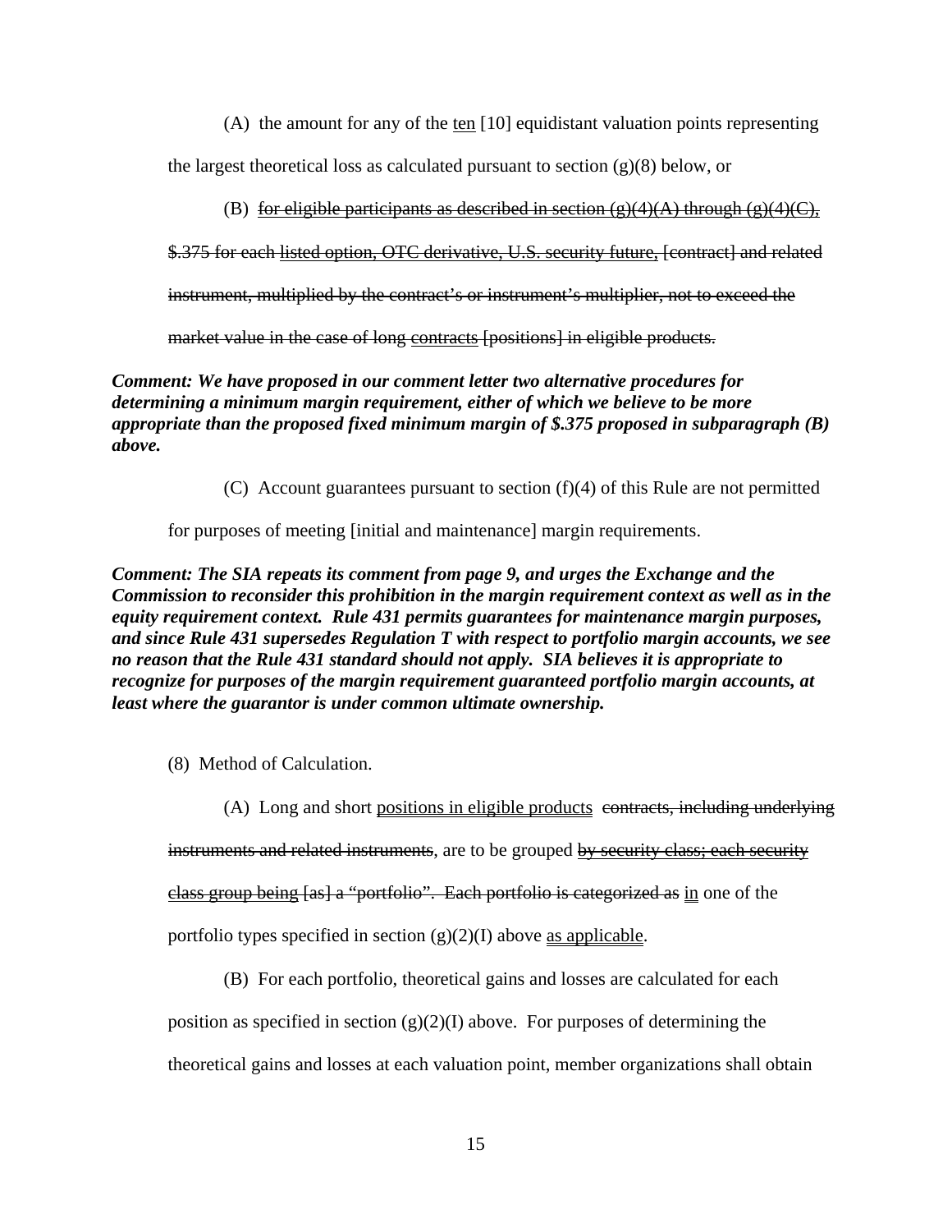(A) the amount for any of the <u>ten</u> [10] equidistant valuation points representing the largest theoretical loss as calculated pursuant to section (g)(8) below, or

(B) ~~for eligible participants as described in section (g)(4)(A) through (g)(4)(C), \$.375 for each~~ <u>~~listed option, OTC derivative, U.S. security future,~~</u> ~~[contract] and related instrument, multiplied by the contract's or instrument's multiplier, not to exceed the market value in the case of long~~ <u>~~contracts~~</u> ~~[positions] in eligible products.~~

***Comment: We have proposed in our comment letter two alternative procedures for determining a minimum margin requirement, either of which we believe to be more appropriate than the proposed fixed minimum margin of \$.375 proposed in subparagraph (B) above.***

(C) Account guarantees pursuant to section (f)(4) of this Rule are not permitted for purposes of meeting [initial and maintenance] margin requirements.

***Comment: The SIA repeats its comment from page 9, and urges the Exchange and the Commission to reconsider this prohibition in the margin requirement context as well as in the equity requirement context. Rule 431 permits guarantees for maintenance margin purposes, and since Rule 431 supersedes Regulation T with respect to portfolio margin accounts, we see no reason that the Rule 431 standard should not apply. SIA believes it is appropriate to recognize for purposes of the margin requirement guaranteed portfolio margin accounts, at least where the guarantor is under common ultimate ownership.***

(8) Method of Calculation.

(A) Long and short <u>positions in eligible products</u> ~~contracts, including underlying instruments and related instruments~~, are to be grouped <u>~~by security class; each security class group being~~</u> [as] a "portfolio". ~~Each portfolio is categorized as~~ <u>in</u> one of the portfolio types specified in section (g)(2)(I) above <u>as applicable</u>.

(B) For each portfolio, theoretical gains and losses are calculated for each position as specified in section (g)(2)(I) above. For purposes of determining the theoretical gains and losses at each valuation point, member organizations shall obtain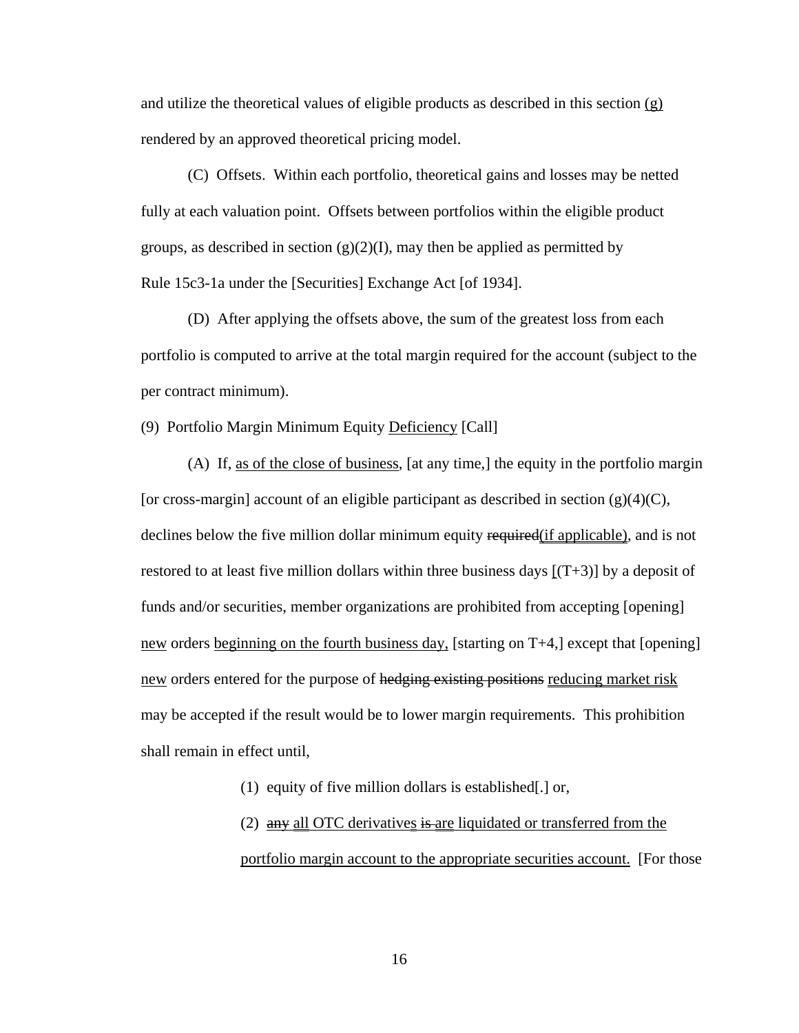and utilize the theoretical values of eligible products as described in this section <u>(g)</u> rendered by an approved theoretical pricing model.

(C) Offsets. Within each portfolio, theoretical gains and losses may be netted fully at each valuation point. Offsets between portfolios within the eligible product groups, as described in section (g)(2)(I), may then be applied as permitted by Rule 15c3-1a under the [Securities] Exchange Act [of 1934].

(D) After applying the offsets above, the sum of the greatest loss from each portfolio is computed to arrive at the total margin required for the account (subject to the per contract minimum).

(9) Portfolio Margin Minimum Equity <u>Deficiency</u> [Call]

(A) If, <u>as of the close of business</u>, [at any time,] the equity in the portfolio margin [or cross-margin] account of an eligible participant as described in section (g)(4)(C), declines below the five million dollar minimum equity ~~required~~<u>(if applicable)</u>, and is not restored to at least five million dollars within three business days [(T+3)] by a deposit of funds and/or securities, member organizations are prohibited from accepting [opening] <u>new</u> orders <u>beginning on the fourth business day,</u> [starting on T+4,] except that [opening] <u>new</u> orders entered for the purpose of ~~hedging existing positions~~ <u>reducing market risk</u> may be accepted if the result would be to lower margin requirements. This prohibition shall remain in effect until,

(1) equity of five million dollars is established[.] or,

(2) ~~any~~ <u>all</u> OTC derivative<u>s</u> ~~is~~ <u>are</u> <u>liquidated or transferred from the portfolio margin account to the appropriate securities account.</u> [For those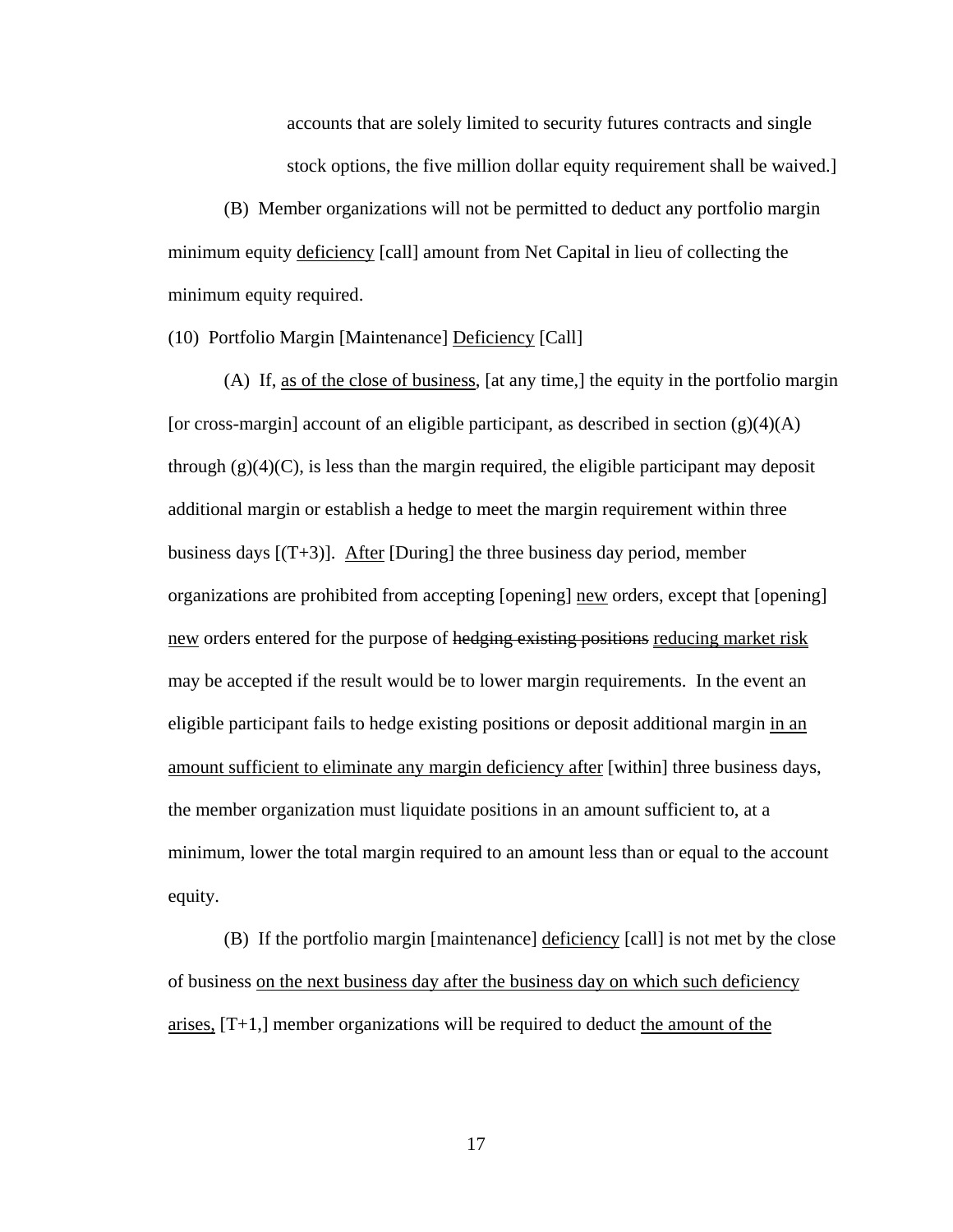accounts that are solely limited to security futures contracts and single stock options, the five million dollar equity requirement shall be waived.]

(B) Member organizations will not be permitted to deduct any portfolio margin minimum equity <u>deficiency</u> [call] amount from Net Capital in lieu of collecting the minimum equity required.

(10) Portfolio Margin [Maintenance] <u>Deficiency</u> [Call]

(A) If, <u>as of the close of business</u>, [at any time,] the equity in the portfolio margin [or cross-margin] account of an eligible participant, as described in section (g)(4)(A) through (g)(4)(C), is less than the margin required, the eligible participant may deposit additional margin or establish a hedge to meet the margin requirement within three business days [(T+3)]. <u>After</u> [During] the three business day period, member organizations are prohibited from accepting [opening] <u>new</u> orders, except that [opening] <u>new</u> orders entered for the purpose of ~~hedging existing positions~~ <u>reducing market risk</u> may be accepted if the result would be to lower margin requirements. In the event an eligible participant fails to hedge existing positions or deposit additional margin <u>in an amount sufficient to eliminate any margin deficiency after</u> [within] three business days, the member organization must liquidate positions in an amount sufficient to, at a minimum, lower the total margin required to an amount less than or equal to the account equity.

(B) If the portfolio margin [maintenance] <u>deficiency</u> [call] is not met by the close of business <u>on the next business day after the business day on which such deficiency arises,</u> [T+1,] member organizations will be required to deduct <u>the amount of the</u>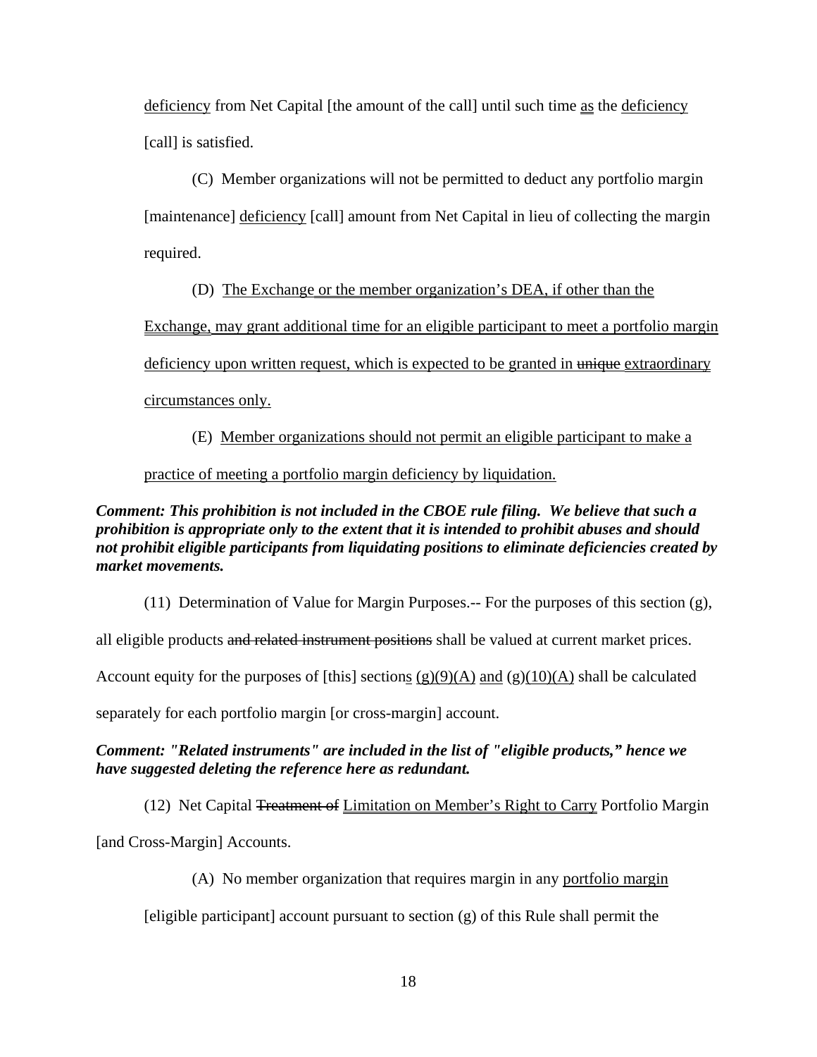deficiency from Net Capital [the amount of the call] until such time as the deficiency [call] is satisfied.

(C) Member organizations will not be permitted to deduct any portfolio margin [maintenance] deficiency [call] amount from Net Capital in lieu of collecting the margin required.

(D) The Exchange or the member organization's DEA, if other than the Exchange, may grant additional time for an eligible participant to meet a portfolio margin deficiency upon written request, which is expected to be granted in ~~unique~~ extraordinary circumstances only.

(E) Member organizations should not permit an eligible participant to make a practice of meeting a portfolio margin deficiency by liquidation.

***Comment: This prohibition is not included in the CBOE rule filing. We believe that such a prohibition is appropriate only to the extent that it is intended to prohibit abuses and should not prohibit eligible participants from liquidating positions to eliminate deficiencies created by market movements.***

(11) Determination of Value for Margin Purposes.-- For the purposes of this section (g), all eligible products ~~and related instrument positions~~ shall be valued at current market prices. Account equity for the purposes of [this] sections (g)(9)(A) and (g)(10)(A) shall be calculated separately for each portfolio margin [or cross-margin] account.

***Comment: "Related instruments" are included in the list of "eligible products," hence we have suggested deleting the reference here as redundant.***

(12) Net Capital ~~Treatment of~~ Limitation on Member's Right to Carry Portfolio Margin [and Cross-Margin] Accounts.

(A) No member organization that requires margin in any portfolio margin [eligible participant] account pursuant to section (g) of this Rule shall permit the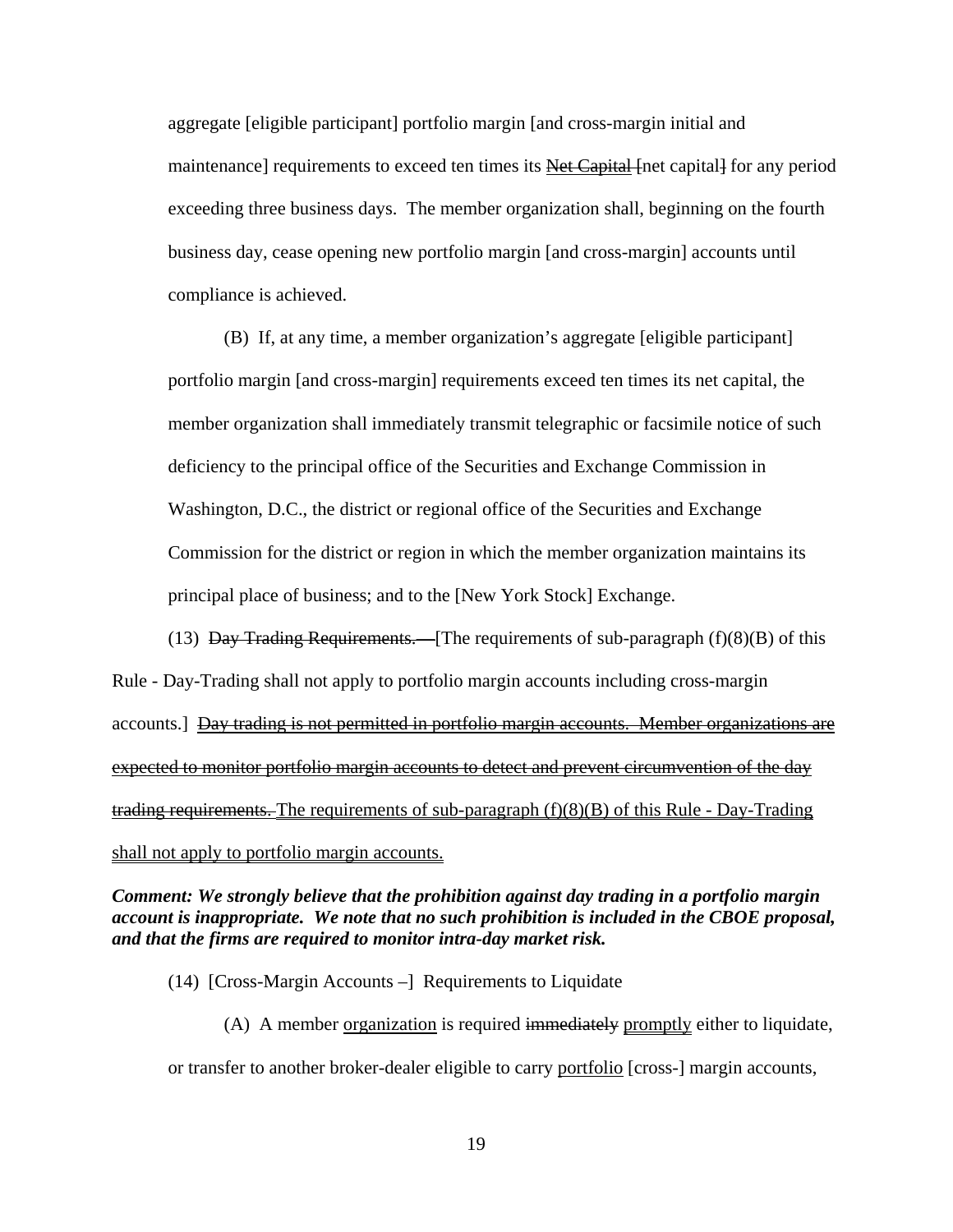aggregate [eligible participant] portfolio margin [and cross-margin initial and maintenance] requirements to exceed ten times its ~~Net Capital~~ [net capital] for any period exceeding three business days. The member organization shall, beginning on the fourth business day, cease opening new portfolio margin [and cross-margin] accounts until compliance is achieved.

(B) If, at any time, a member organization's aggregate [eligible participant] portfolio margin [and cross-margin] requirements exceed ten times its net capital, the member organization shall immediately transmit telegraphic or facsimile notice of such deficiency to the principal office of the Securities and Exchange Commission in Washington, D.C., the district or regional office of the Securities and Exchange Commission for the district or region in which the member organization maintains its principal place of business; and to the [New York Stock] Exchange.

(13) ~~Day Trading Requirements. —~~ [The requirements of sub-paragraph (f)(8)(B) of this Rule - Day-Trading shall not apply to portfolio margin accounts including cross-margin accounts.] ~~Day trading is not permitted in portfolio margin accounts. Member organizations are expected to monitor portfolio margin accounts to detect and prevent circumvention of the day trading requirements.~~ The requirements of sub-paragraph (f)(8)(B) of this Rule - Day-Trading shall not apply to portfolio margin accounts.

***Comment: We strongly believe that the prohibition against day trading in a portfolio margin account is inappropriate. We note that no such prohibition is included in the CBOE proposal, and that the firms are required to monitor intra-day market risk.***

(14) [Cross-Margin Accounts –] Requirements to Liquidate

(A) A member organization is required ~~immediately~~ promptly either to liquidate, or transfer to another broker-dealer eligible to carry portfolio [cross-] margin accounts,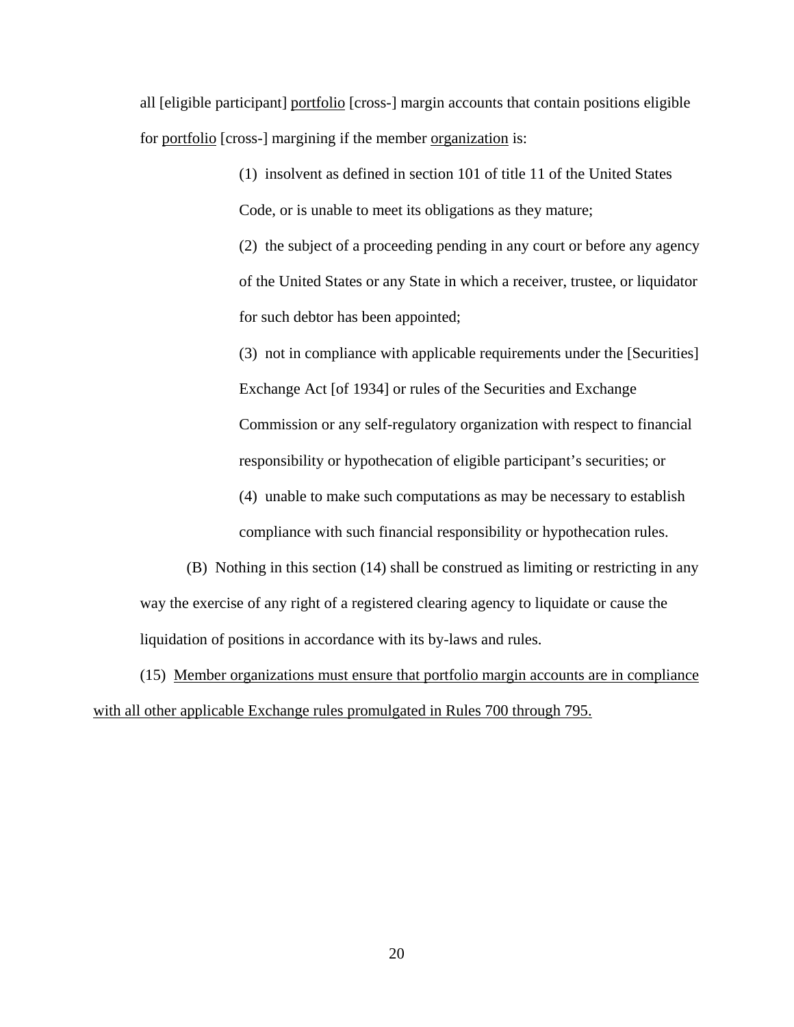all [eligible participant] portfolio [cross-] margin accounts that contain positions eligible for portfolio [cross-] margining if the member organization is:

(1) insolvent as defined in section 101 of title 11 of the United States Code, or is unable to meet its obligations as they mature;

(2) the subject of a proceeding pending in any court or before any agency of the United States or any State in which a receiver, trustee, or liquidator for such debtor has been appointed;

(3) not in compliance with applicable requirements under the [Securities] Exchange Act [of 1934] or rules of the Securities and Exchange Commission or any self-regulatory organization with respect to financial responsibility or hypothecation of eligible participant's securities; or

(4) unable to make such computations as may be necessary to establish compliance with such financial responsibility or hypothecation rules.

(B) Nothing in this section (14) shall be construed as limiting or restricting in any way the exercise of any right of a registered clearing agency to liquidate or cause the liquidation of positions in accordance with its by-laws and rules.

(15) Member organizations must ensure that portfolio margin accounts are in compliance with all other applicable Exchange rules promulgated in Rules 700 through 795.